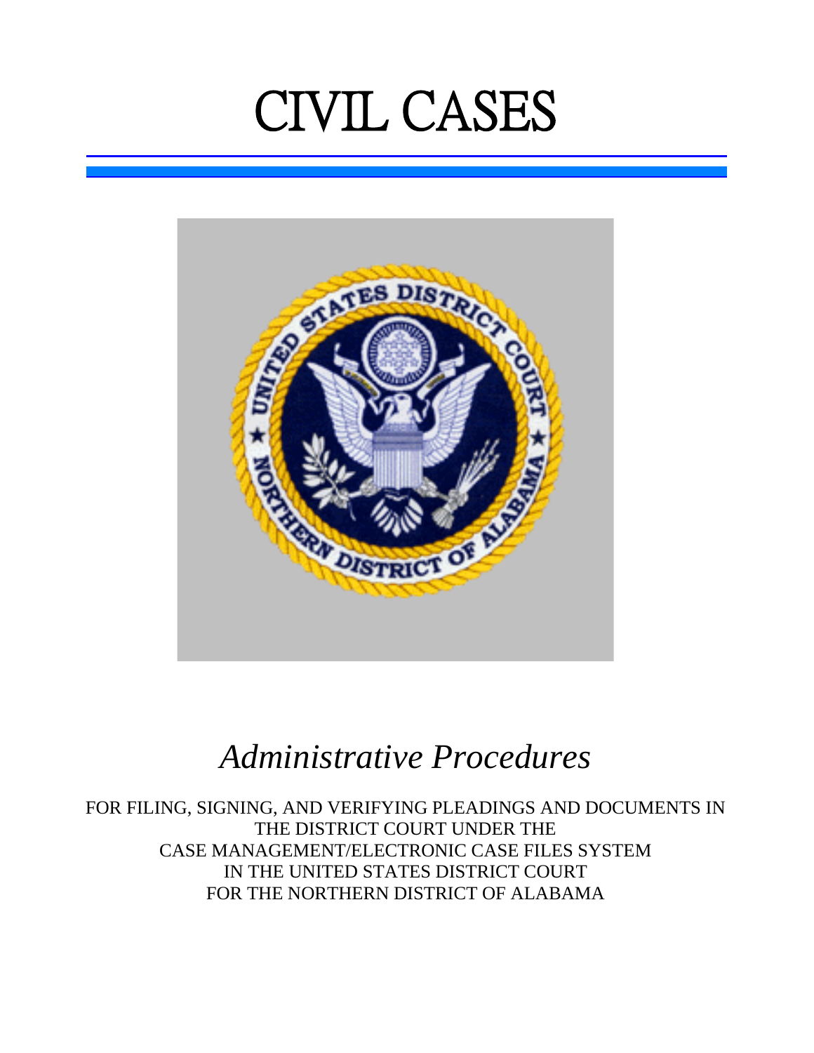# CIVIL CASES

## *Administrative Procedures*

FOR FILING, SIGNING, AND VERIFYING PLEADINGS AND DOCUMENTS IN THE DISTRICT COURT UNDER THE CASE MANAGEMENT/ELECTRONIC CASE FILES SYSTEM IN THE UNITED STATES DISTRICT COURT FOR THE NORTHERN DISTRICT OF ALABAMA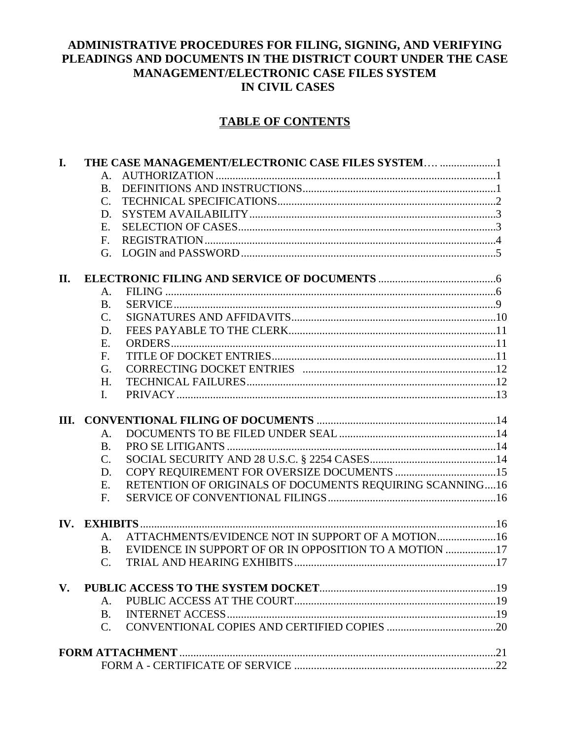# ADMINISTRATIVE PROCEDURES FOR FILING, SIGNING, AND VERIFYING PLEADINGS AND DOCUMENTS IN THE DISTRICT COURT UNDER THE CASE MANAGEMENT/ELECTRONIC CASE FILES SYSTEM IN CIVIL CASES

## TABLE OF CONTENTS

**I. THE CASE MANAGEMENT/ELECTRONIC CASE FILES SYSTEM**…. ....................1

- A. AUTHORIZATION ....................................................................................1
- B. DEFINITIONS AND INSTRUCTIONS.....................................................................1
- C. TECHNICAL SPECIFICATIONS.............................................................................2
- D. SYSTEM AVAILABILITY.......................................................................................3
- E. SELECTION OF CASES..........................................................................................3
- F. REGISTRATION.......................................................................................................4
- G. LOGIN and PASSWORD..........................................................................................5

**II. ELECTRONIC FILING AND SERVICE OF DOCUMENTS** ..........................................6

- A. FILING .......................................................................................................................6
- B. SERVICE...................................................................................................................9
- C. SIGNATURES AND AFFIDAVITS.........................................................................10
- D. FEES PAYABLE TO THE CLERK.........................................................................11
- E. ORDERS...................................................................................................................11
- F. TITLE OF DOCKET ENTRIES................................................................................11
- G. CORRECTING DOCKET ENTRIES .....................................................................12
- H. TECHNICAL FAILURES.........................................................................................12
- I. PRIVACY.................................................................................................................13

**III. CONVENTIONAL FILING OF DOCUMENTS** ...............................................................14

- A. DOCUMENTS TO BE FILED UNDER SEAL ........................................................14
- B. PRO SE LITIGANTS ................................................................................................14
- C. SOCIAL SECURITY AND 28 U.S.C. § 2254 CASES.............................................14
- D. COPY REQUIREMENT FOR OVERSIZE DOCUMENTS ....................................15
- E. RETENTION OF ORIGINALS OF DOCUMENTS REQUIRING SCANNING....16
- F. SERVICE OF CONVENTIONAL FILINGS............................................................16

**IV. EXHIBITS**.............................................................................................................................16

- A. ATTACHMENTS/EVIDENCE NOT IN SUPPORT OF A MOTION.....................16
- B. EVIDENCE IN SUPPORT OF OR IN OPPOSITION TO A MOTION ..................17
- C. TRIAL AND HEARING EXHIBITS........................................................................17

**V. PUBLIC ACCESS TO THE SYSTEM DOCKET**...............................................................19

- A. PUBLIC ACCESS AT THE COURT.......................................................................19
- B. INTERNET ACCESS...............................................................................................19
- C. CONVENTIONAL COPIES AND CERTIFIED COPIES .......................................20

**FORM ATTACHMENT**...........................................................................................................21

- FORM A - CERTIFICATE OF SERVICE .......................................................................22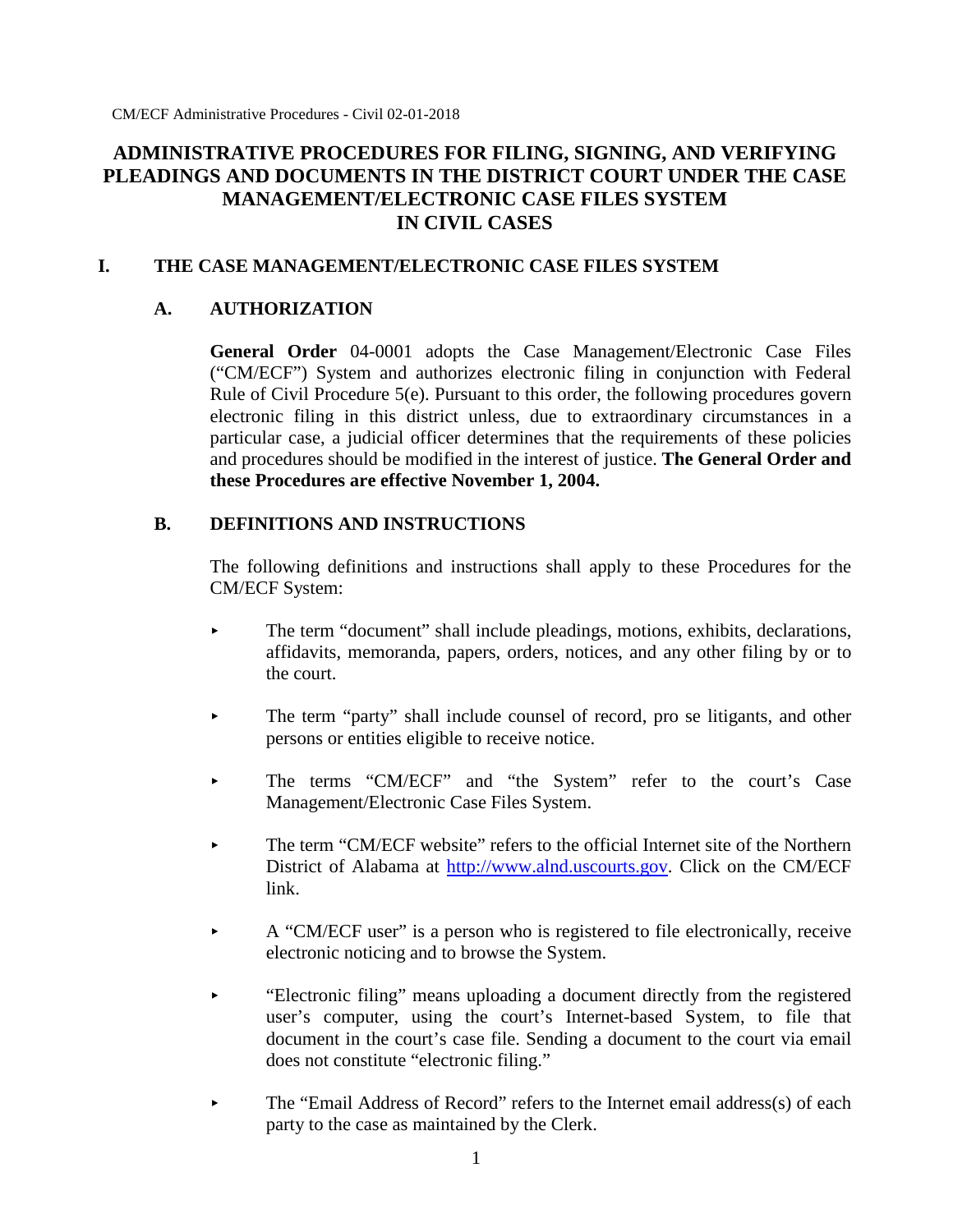# ADMINISTRATIVE PROCEDURES FOR FILING, SIGNING, AND VERIFYING PLEADINGS AND DOCUMENTS IN THE DISTRICT COURT UNDER THE CASE MANAGEMENT/ELECTRONIC CASE FILES SYSTEM IN CIVIL CASES

## I. THE CASE MANAGEMENT/ELECTRONIC CASE FILES SYSTEM

### A. AUTHORIZATION

**General Order** 04-0001 adopts the Case Management/Electronic Case Files ("CM/ECF") System and authorizes electronic filing in conjunction with Federal Rule of Civil Procedure 5(e). Pursuant to this order, the following procedures govern electronic filing in this district unless, due to extraordinary circumstances in a particular case, a judicial officer determines that the requirements of these policies and procedures should be modified in the interest of justice. **The General Order and these Procedures are effective November 1, 2004.**

### B. DEFINITIONS AND INSTRUCTIONS

The following definitions and instructions shall apply to these Procedures for the CM/ECF System:

- The term "document" shall include pleadings, motions, exhibits, declarations, affidavits, memoranda, papers, orders, notices, and any other filing by or to the court.
- The term "party" shall include counsel of record, pro se litigants, and other persons or entities eligible to receive notice.
- The terms "CM/ECF" and "the System" refer to the court's Case Management/Electronic Case Files System.
- The term "CM/ECF website" refers to the official Internet site of the Northern District of Alabama at [http://www.alnd.uscourts.gov](http://www.alnd.uscourts.gov). Click on the CM/ECF link.
- A "CM/ECF user" is a person who is registered to file electronically, receive electronic noticing and to browse the System.
- "Electronic filing" means uploading a document directly from the registered user's computer, using the court's Internet-based System, to file that document in the court's case file. Sending a document to the court via email does not constitute "electronic filing."
- The "Email Address of Record" refers to the Internet email address(s) of each party to the case as maintained by the Clerk.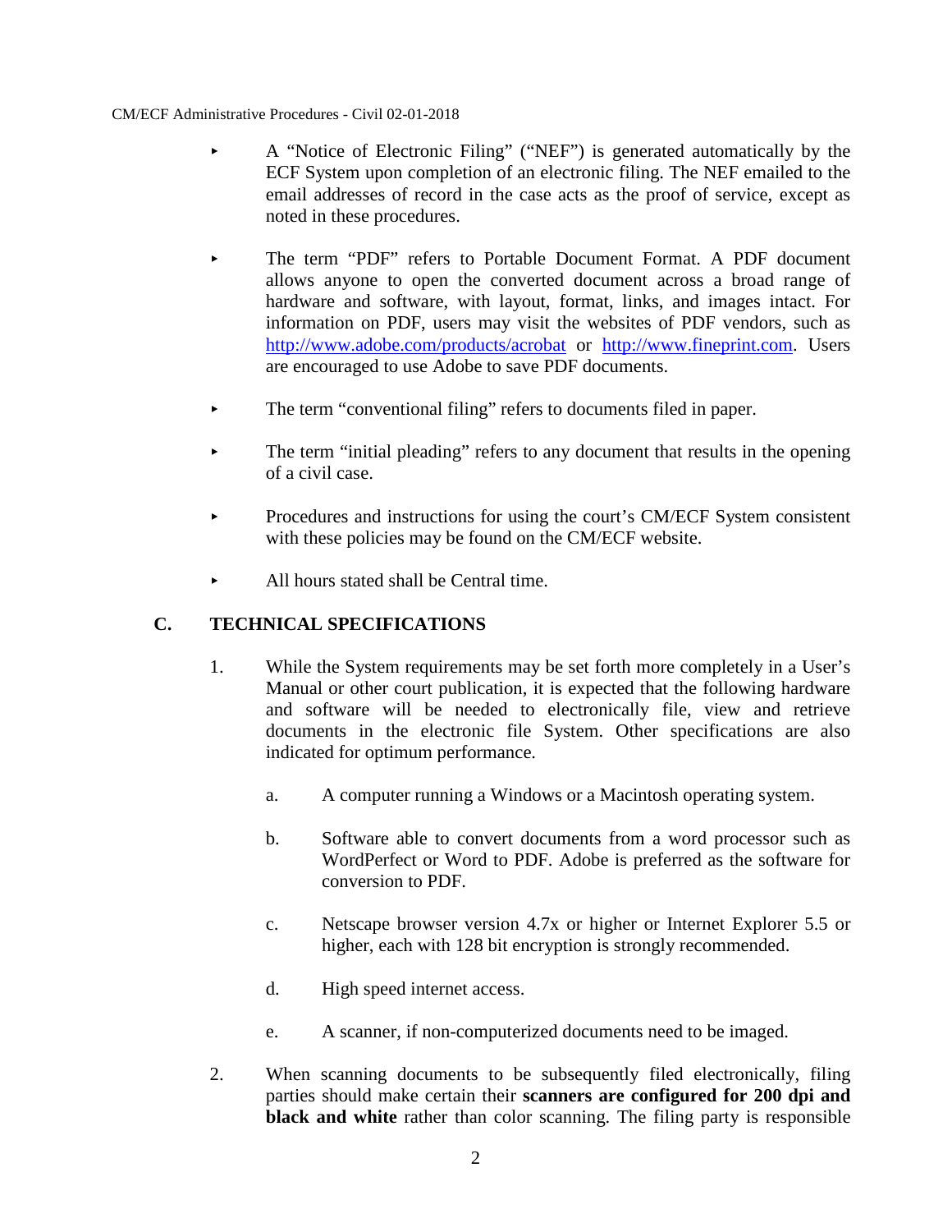- A "Notice of Electronic Filing" ("NEF") is generated automatically by the ECF System upon completion of an electronic filing. The NEF emailed to the email addresses of record in the case acts as the proof of service, except as noted in these procedures.

- The term "PDF" refers to Portable Document Format. A PDF document allows anyone to open the converted document across a broad range of hardware and software, with layout, format, links, and images intact. For information on PDF, users may visit the websites of PDF vendors, such as http://www.adobe.com/products/acrobat or http://www.fineprint.com. Users are encouraged to use Adobe to save PDF documents.

- The term "conventional filing" refers to documents filed in paper.

- The term "initial pleading" refers to any document that results in the opening of a civil case.

- Procedures and instructions for using the court's CM/ECF System consistent with these policies may be found on the CM/ECF website.

- All hours stated shall be Central time.

## C. TECHNICAL SPECIFICATIONS

1. While the System requirements may be set forth more completely in a User's Manual or other court publication, it is expected that the following hardware and software will be needed to electronically file, view and retrieve documents in the electronic file System. Other specifications are also indicated for optimum performance.

   a. A computer running a Windows or a Macintosh operating system.

   b. Software able to convert documents from a word processor such as WordPerfect or Word to PDF. Adobe is preferred as the software for conversion to PDF.

   c. Netscape browser version 4.7x or higher or Internet Explorer 5.5 or higher, each with 128 bit encryption is strongly recommended.

   d. High speed internet access.

   e. A scanner, if non-computerized documents need to be imaged.

2. When scanning documents to be subsequently filed electronically, filing parties should make certain their **scanners are configured for 200 dpi and black and white** rather than color scanning. The filing party is responsible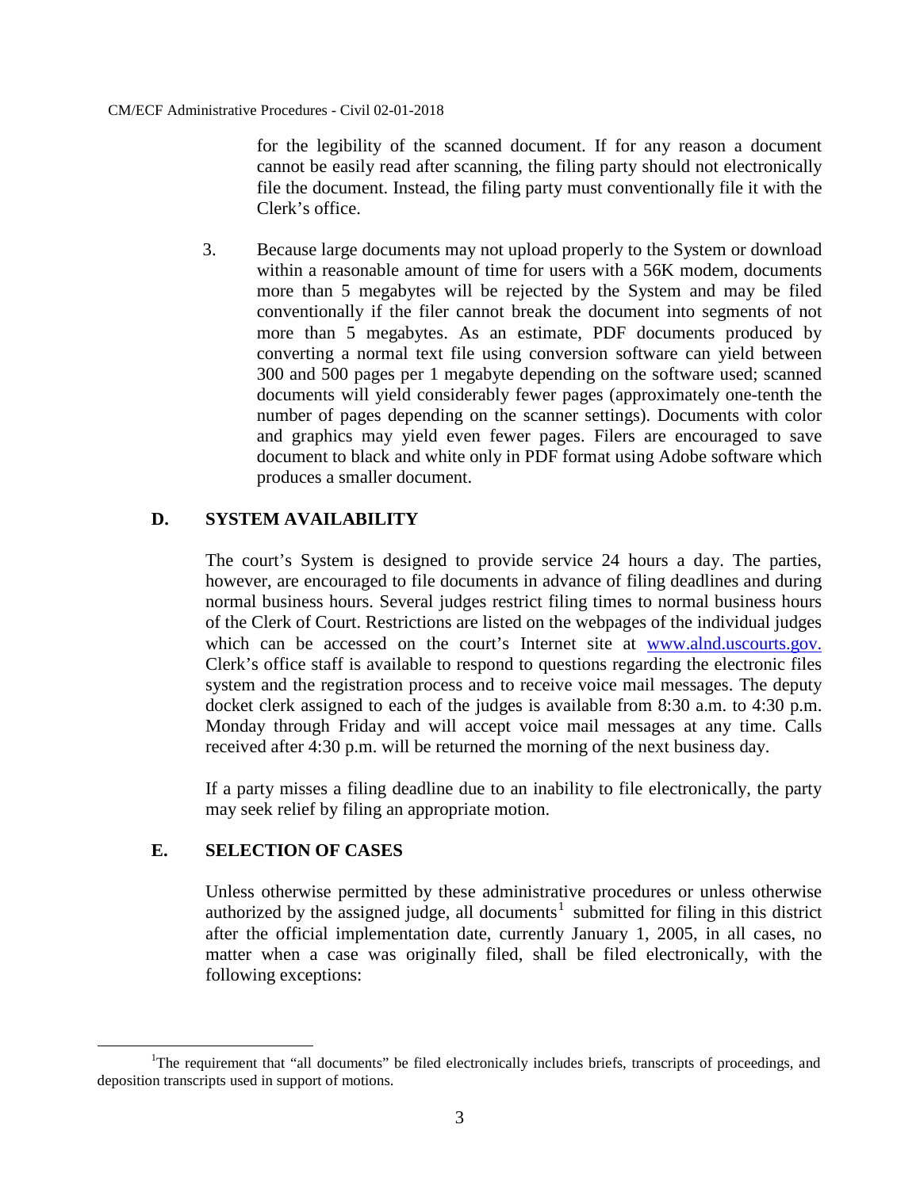for the legibility of the scanned document. If for any reason a document cannot be easily read after scanning, the filing party should not electronically file the document. Instead, the filing party must conventionally file it with the Clerk's office.

3. Because large documents may not upload properly to the System or download within a reasonable amount of time for users with a 56K modem, documents more than 5 megabytes will be rejected by the System and may be filed conventionally if the filer cannot break the document into segments of not more than 5 megabytes. As an estimate, PDF documents produced by converting a normal text file using conversion software can yield between 300 and 500 pages per 1 megabyte depending on the software used; scanned documents will yield considerably fewer pages (approximately one-tenth the number of pages depending on the scanner settings). Documents with color and graphics may yield even fewer pages. Filers are encouraged to save document to black and white only in PDF format using Adobe software which produces a smaller document.

## D. SYSTEM AVAILABILITY

The court's System is designed to provide service 24 hours a day. The parties, however, are encouraged to file documents in advance of filing deadlines and during normal business hours. Several judges restrict filing times to normal business hours of the Clerk of Court. Restrictions are listed on the webpages of the individual judges which can be accessed on the court's Internet site at www.alnd.uscourts.gov. Clerk's office staff is available to respond to questions regarding the electronic files system and the registration process and to receive voice mail messages. The deputy docket clerk assigned to each of the judges is available from 8:30 a.m. to 4:30 p.m. Monday through Friday and will accept voice mail messages at any time. Calls received after 4:30 p.m. will be returned the morning of the next business day.

If a party misses a filing deadline due to an inability to file electronically, the party may seek relief by filing an appropriate motion.

## E. SELECTION OF CASES

Unless otherwise permitted by these administrative procedures or unless otherwise authorized by the assigned judge, all documents[1] submitted for filing in this district after the official implementation date, currently January 1, 2005, in all cases, no matter when a case was originally filed, shall be filed electronically, with the following exceptions:

[1]The requirement that "all documents" be filed electronically includes briefs, transcripts of proceedings, and deposition transcripts used in support of motions.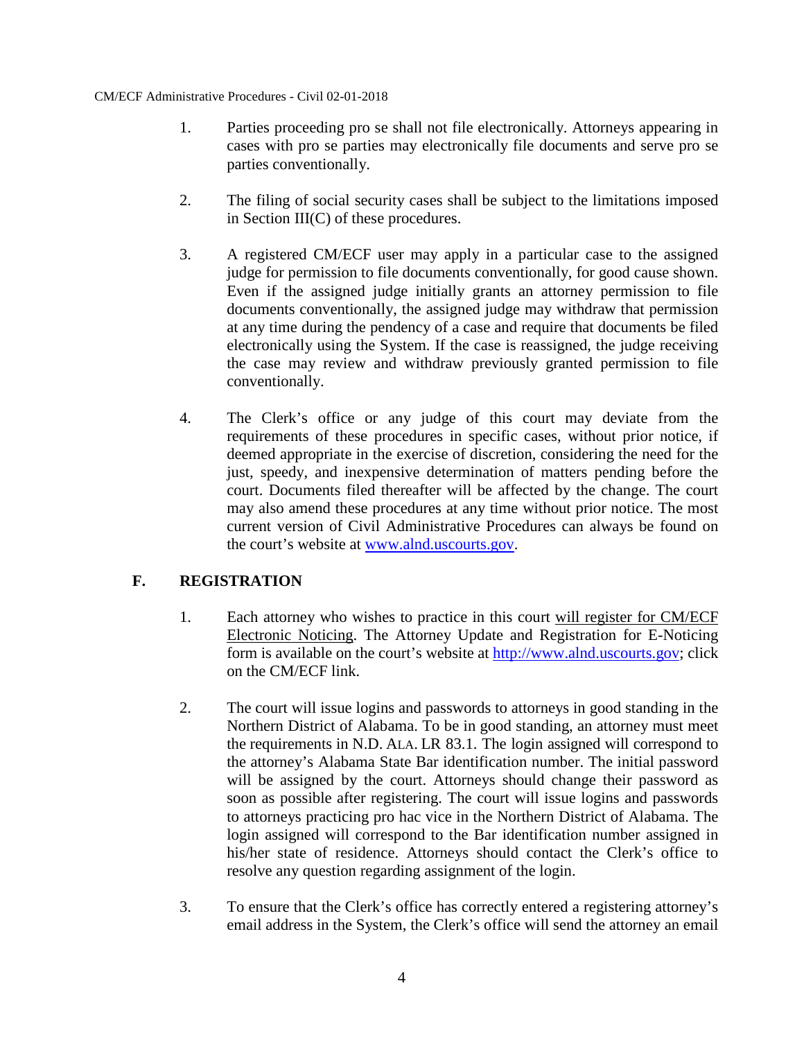1. Parties proceeding pro se shall not file electronically. Attorneys appearing in cases with pro se parties may electronically file documents and serve pro se parties conventionally.

2. The filing of social security cases shall be subject to the limitations imposed in Section III(C) of these procedures.

3. A registered CM/ECF user may apply in a particular case to the assigned judge for permission to file documents conventionally, for good cause shown. Even if the assigned judge initially grants an attorney permission to file documents conventionally, the assigned judge may withdraw that permission at any time during the pendency of a case and require that documents be filed electronically using the System. If the case is reassigned, the judge receiving the case may review and withdraw previously granted permission to file conventionally.

4. The Clerk's office or any judge of this court may deviate from the requirements of these procedures in specific cases, without prior notice, if deemed appropriate in the exercise of discretion, considering the need for the just, speedy, and inexpensive determination of matters pending before the court. Documents filed thereafter will be affected by the change. The court may also amend these procedures at any time without prior notice. The most current version of Civil Administrative Procedures can always be found on the court's website at [www.alnd.uscourts.gov](http://www.alnd.uscourts.gov).

## F. REGISTRATION

1. Each attorney who wishes to practice in this court will register for CM/ECF Electronic Noticing. The Attorney Update and Registration for E-Noticing form is available on the court's website at [http://www.alnd.uscourts.gov](http://www.alnd.uscourts.gov); click on the CM/ECF link.

2. The court will issue logins and passwords to attorneys in good standing in the Northern District of Alabama. To be in good standing, an attorney must meet the requirements in N.D. ALA. LR 83.1. The login assigned will correspond to the attorney's Alabama State Bar identification number. The initial password will be assigned by the court. Attorneys should change their password as soon as possible after registering. The court will issue logins and passwords to attorneys practicing pro hac vice in the Northern District of Alabama. The login assigned will correspond to the Bar identification number assigned in his/her state of residence. Attorneys should contact the Clerk's office to resolve any question regarding assignment of the login.

3. To ensure that the Clerk's office has correctly entered a registering attorney's email address in the System, the Clerk's office will send the attorney an email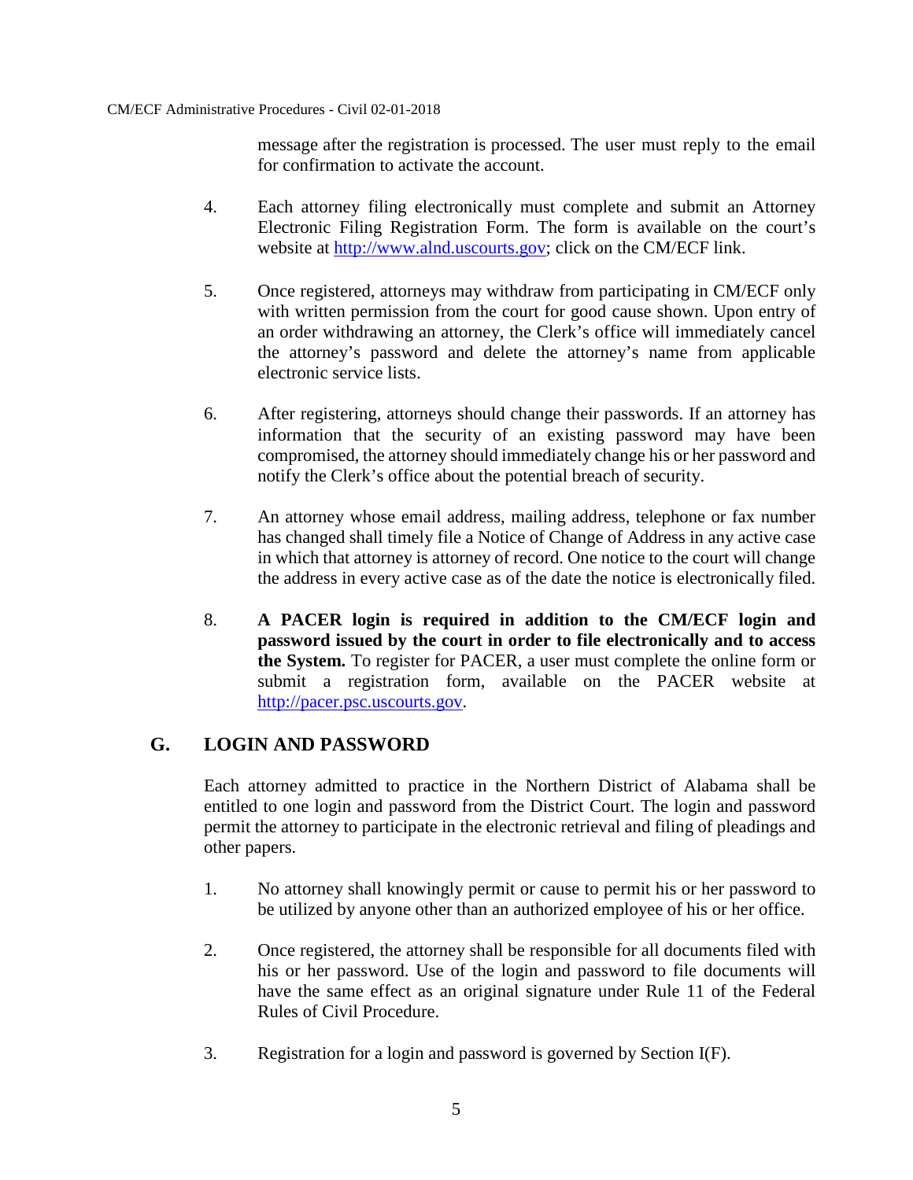message after the registration is processed. The user must reply to the email for confirmation to activate the account.

4. Each attorney filing electronically must complete and submit an Attorney Electronic Filing Registration Form. The form is available on the court's website at http://www.alnd.uscourts.gov; click on the CM/ECF link.

5. Once registered, attorneys may withdraw from participating in CM/ECF only with written permission from the court for good cause shown. Upon entry of an order withdrawing an attorney, the Clerk's office will immediately cancel the attorney's password and delete the attorney's name from applicable electronic service lists.

6. After registering, attorneys should change their passwords. If an attorney has information that the security of an existing password may have been compromised, the attorney should immediately change his or her password and notify the Clerk's office about the potential breach of security.

7. An attorney whose email address, mailing address, telephone or fax number has changed shall timely file a Notice of Change of Address in any active case in which that attorney is attorney of record. One notice to the court will change the address in every active case as of the date the notice is electronically filed.

8. **A PACER login is required in addition to the CM/ECF login and password issued by the court in order to file electronically and to access the System.** To register for PACER, a user must complete the online form or submit a registration form, available on the PACER website at http://pacer.psc.uscourts.gov.

## G. LOGIN AND PASSWORD

Each attorney admitted to practice in the Northern District of Alabama shall be entitled to one login and password from the District Court. The login and password permit the attorney to participate in the electronic retrieval and filing of pleadings and other papers.

1. No attorney shall knowingly permit or cause to permit his or her password to be utilized by anyone other than an authorized employee of his or her office.

2. Once registered, the attorney shall be responsible for all documents filed with his or her password. Use of the login and password to file documents will have the same effect as an original signature under Rule 11 of the Federal Rules of Civil Procedure.

3. Registration for a login and password is governed by Section I(F).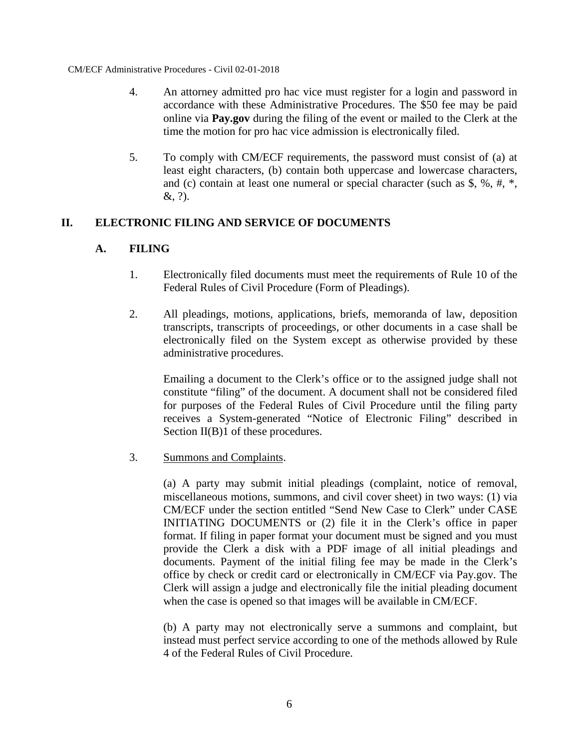4. An attorney admitted pro hac vice must register for a login and password in accordance with these Administrative Procedures. The $50 fee may be paid online via **Pay.gov** during the filing of the event or mailed to the Clerk at the time the motion for pro hac vice admission is electronically filed.

5. To comply with CM/ECF requirements, the password must consist of (a) at least eight characters, (b) contain both uppercase and lowercase characters, and (c) contain at least one numeral or special character (such as $, %, #, *, &, ?).

## II. ELECTRONIC FILING AND SERVICE OF DOCUMENTS

### A. FILING

1. Electronically filed documents must meet the requirements of Rule 10 of the Federal Rules of Civil Procedure (Form of Pleadings).

2. All pleadings, motions, applications, briefs, memoranda of law, deposition transcripts, transcripts of proceedings, or other documents in a case shall be electronically filed on the System except as otherwise provided by these administrative procedures.

   Emailing a document to the Clerk's office or to the assigned judge shall not constitute "filing" of the document. A document shall not be considered filed for purposes of the Federal Rules of Civil Procedure until the filing party receives a System-generated "Notice of Electronic Filing" described in Section II(B)1 of these procedures.

3. Summons and Complaints.

   (a) A party may submit initial pleadings (complaint, notice of removal, miscellaneous motions, summons, and civil cover sheet) in two ways: (1) via CM/ECF under the section entitled "Send New Case to Clerk" under CASE INITIATING DOCUMENTS or (2) file it in the Clerk's office in paper format. If filing in paper format your document must be signed and you must provide the Clerk a disk with a PDF image of all initial pleadings and documents. Payment of the initial filing fee may be made in the Clerk's office by check or credit card or electronically in CM/ECF via Pay.gov. The Clerk will assign a judge and electronically file the initial pleading document when the case is opened so that images will be available in CM/ECF.

   (b) A party may not electronically serve a summons and complaint, but instead must perfect service according to one of the methods allowed by Rule 4 of the Federal Rules of Civil Procedure.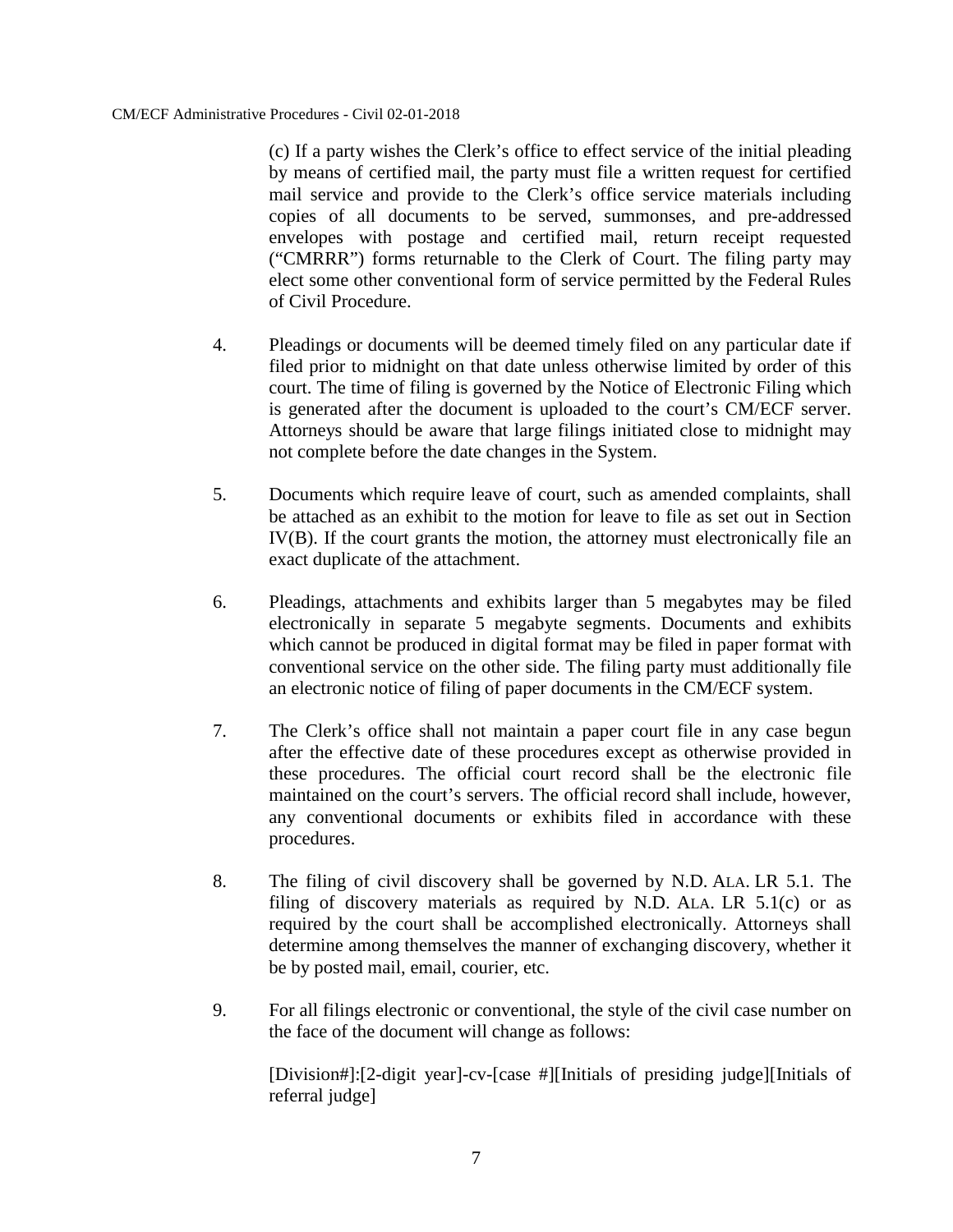(c) If a party wishes the Clerk's office to effect service of the initial pleading by means of certified mail, the party must file a written request for certified mail service and provide to the Clerk's office service materials including copies of all documents to be served, summonses, and pre-addressed envelopes with postage and certified mail, return receipt requested ("CMRRR") forms returnable to the Clerk of Court. The filing party may elect some other conventional form of service permitted by the Federal Rules of Civil Procedure.

4. Pleadings or documents will be deemed timely filed on any particular date if filed prior to midnight on that date unless otherwise limited by order of this court. The time of filing is governed by the Notice of Electronic Filing which is generated after the document is uploaded to the court's CM/ECF server. Attorneys should be aware that large filings initiated close to midnight may not complete before the date changes in the System.

5. Documents which require leave of court, such as amended complaints, shall be attached as an exhibit to the motion for leave to file as set out in Section IV(B). If the court grants the motion, the attorney must electronically file an exact duplicate of the attachment.

6. Pleadings, attachments and exhibits larger than 5 megabytes may be filed electronically in separate 5 megabyte segments. Documents and exhibits which cannot be produced in digital format may be filed in paper format with conventional service on the other side. The filing party must additionally file an electronic notice of filing of paper documents in the CM/ECF system.

7. The Clerk's office shall not maintain a paper court file in any case begun after the effective date of these procedures except as otherwise provided in these procedures. The official court record shall be the electronic file maintained on the court's servers. The official record shall include, however, any conventional documents or exhibits filed in accordance with these procedures.

8. The filing of civil discovery shall be governed by N.D. ALA. LR 5.1. The filing of discovery materials as required by N.D. ALA. LR 5.1(c) or as required by the court shall be accomplished electronically. Attorneys shall determine among themselves the manner of exchanging discovery, whether it be by posted mail, email, courier, etc.

9. For all filings electronic or conventional, the style of the civil case number on the face of the document will change as follows:

   [Division#]:[2-digit year]-cv-[case #][Initials of presiding judge][Initials of referral judge]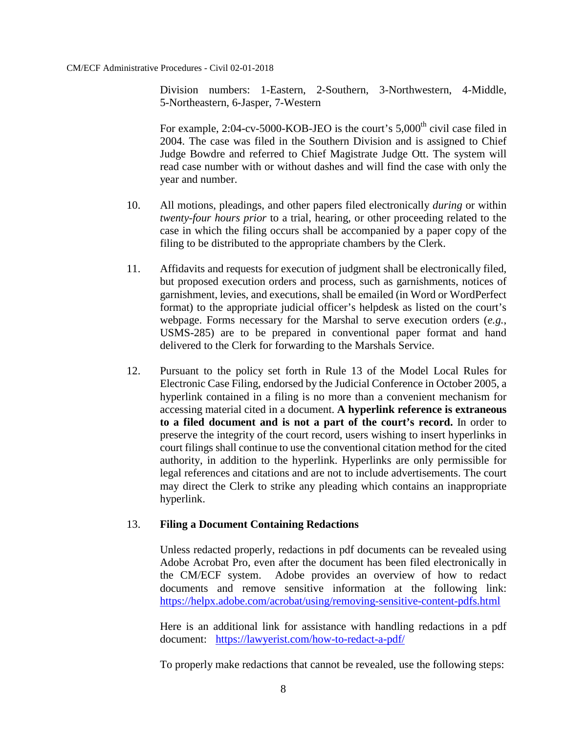Division numbers: 1-Eastern, 2-Southern, 3-Northwestern, 4-Middle, 5-Northeastern, 6-Jasper, 7-Western

For example, 2:04-cv-5000-KOB-JEO is the court's 5,000th civil case filed in 2004. The case was filed in the Southern Division and is assigned to Chief Judge Bowdre and referred to Chief Magistrate Judge Ott. The system will read case number with or without dashes and will find the case with only the year and number.

10. All motions, pleadings, and other papers filed electronically *during* or within *twenty-four hours prior* to a trial, hearing, or other proceeding related to the case in which the filing occurs shall be accompanied by a paper copy of the filing to be distributed to the appropriate chambers by the Clerk.

11. Affidavits and requests for execution of judgment shall be electronically filed, but proposed execution orders and process, such as garnishments, notices of garnishment, levies, and executions, shall be emailed (in Word or WordPerfect format) to the appropriate judicial officer's helpdesk as listed on the court's webpage. Forms necessary for the Marshal to serve execution orders (*e.g.*, USMS-285) are to be prepared in conventional paper format and hand delivered to the Clerk for forwarding to the Marshals Service.

12. Pursuant to the policy set forth in Rule 13 of the Model Local Rules for Electronic Case Filing, endorsed by the Judicial Conference in October 2005, a hyperlink contained in a filing is no more than a convenient mechanism for accessing material cited in a document. **A hyperlink reference is extraneous to a filed document and is not a part of the court's record.** In order to preserve the integrity of the court record, users wishing to insert hyperlinks in court filings shall continue to use the conventional citation method for the cited authority, in addition to the hyperlink. Hyperlinks are only permissible for legal references and citations and are not to include advertisements. The court may direct the Clerk to strike any pleading which contains an inappropriate hyperlink.

13. **Filing a Document Containing Redactions**

Unless redacted properly, redactions in pdf documents can be revealed using Adobe Acrobat Pro, even after the document has been filed electronically in the CM/ECF system. Adobe provides an overview of how to redact documents and remove sensitive information at the following link: https://helpx.adobe.com/acrobat/using/removing-sensitive-content-pdfs.html

Here is an additional link for assistance with handling redactions in a pdf document: https://lawyerist.com/how-to-redact-a-pdf/

To properly make redactions that cannot be revealed, use the following steps: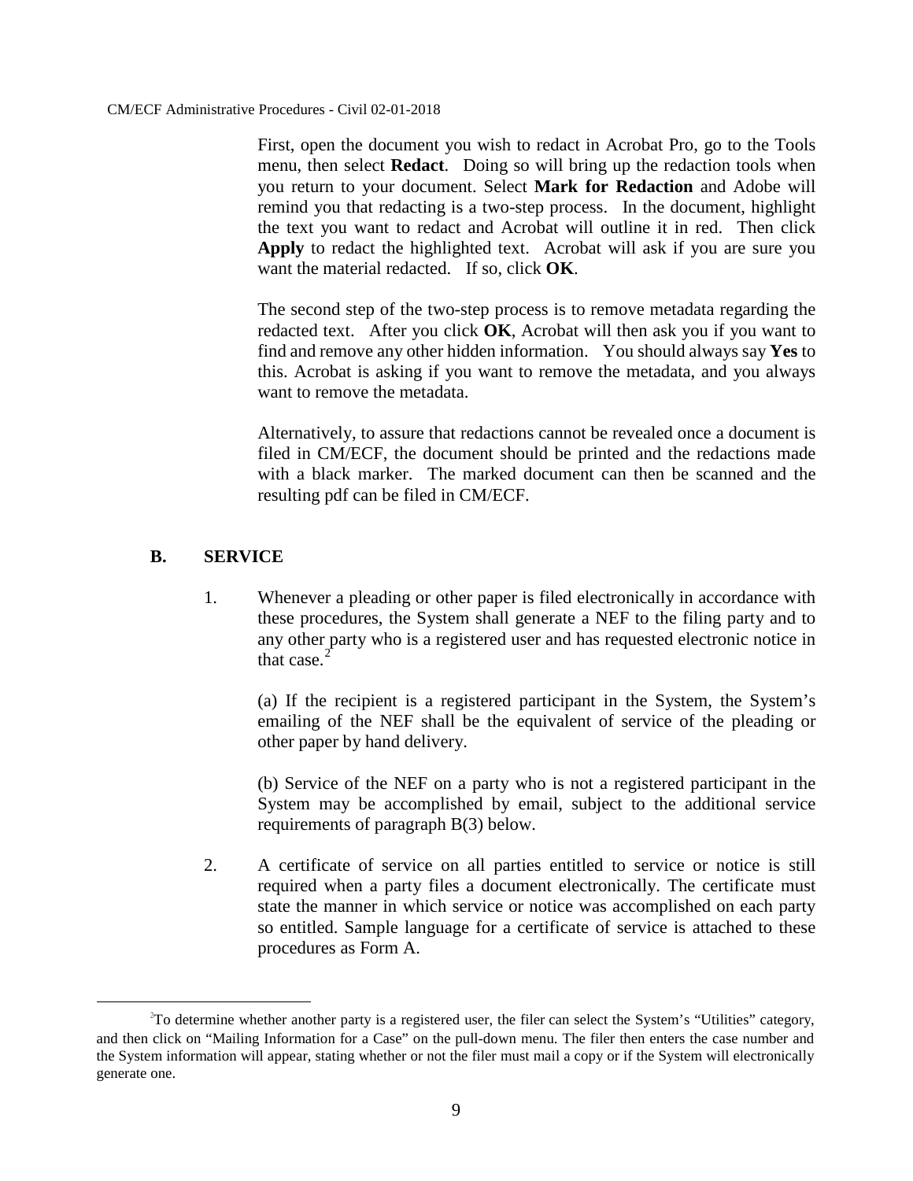First, open the document you wish to redact in Acrobat Pro, go to the Tools menu, then select **Redact**. Doing so will bring up the redaction tools when you return to your document. Select **Mark for Redaction** and Adobe will remind you that redacting is a two-step process. In the document, highlight the text you want to redact and Acrobat will outline it in red. Then click **Apply** to redact the highlighted text. Acrobat will ask if you are sure you want the material redacted. If so, click **OK**.

The second step of the two-step process is to remove metadata regarding the redacted text. After you click **OK**, Acrobat will then ask you if you want to find and remove any other hidden information. You should always say **Yes** to this. Acrobat is asking if you want to remove the metadata, and you always want to remove the metadata.

Alternatively, to assure that redactions cannot be revealed once a document is filed in CM/ECF, the document should be printed and the redactions made with a black marker. The marked document can then be scanned and the resulting pdf can be filed in CM/ECF.

## B. SERVICE

1. Whenever a pleading or other paper is filed electronically in accordance with these procedures, the System shall generate a NEF to the filing party and to any other party who is a registered user and has requested electronic notice in that case.[2]

   (a) If the recipient is a registered participant in the System, the System's emailing of the NEF shall be the equivalent of service of the pleading or other paper by hand delivery.

   (b) Service of the NEF on a party who is not a registered participant in the System may be accomplished by email, subject to the additional service requirements of paragraph B(3) below.

2. A certificate of service on all parties entitled to service or notice is still required when a party files a document electronically. The certificate must state the manner in which service or notice was accomplished on each party so entitled. Sample language for a certificate of service is attached to these procedures as Form A.

---

[2] To determine whether another party is a registered user, the filer can select the System's "Utilities" category, and then click on "Mailing Information for a Case" on the pull-down menu. The filer then enters the case number and the System information will appear, stating whether or not the filer must mail a copy or if the System will electronically generate one.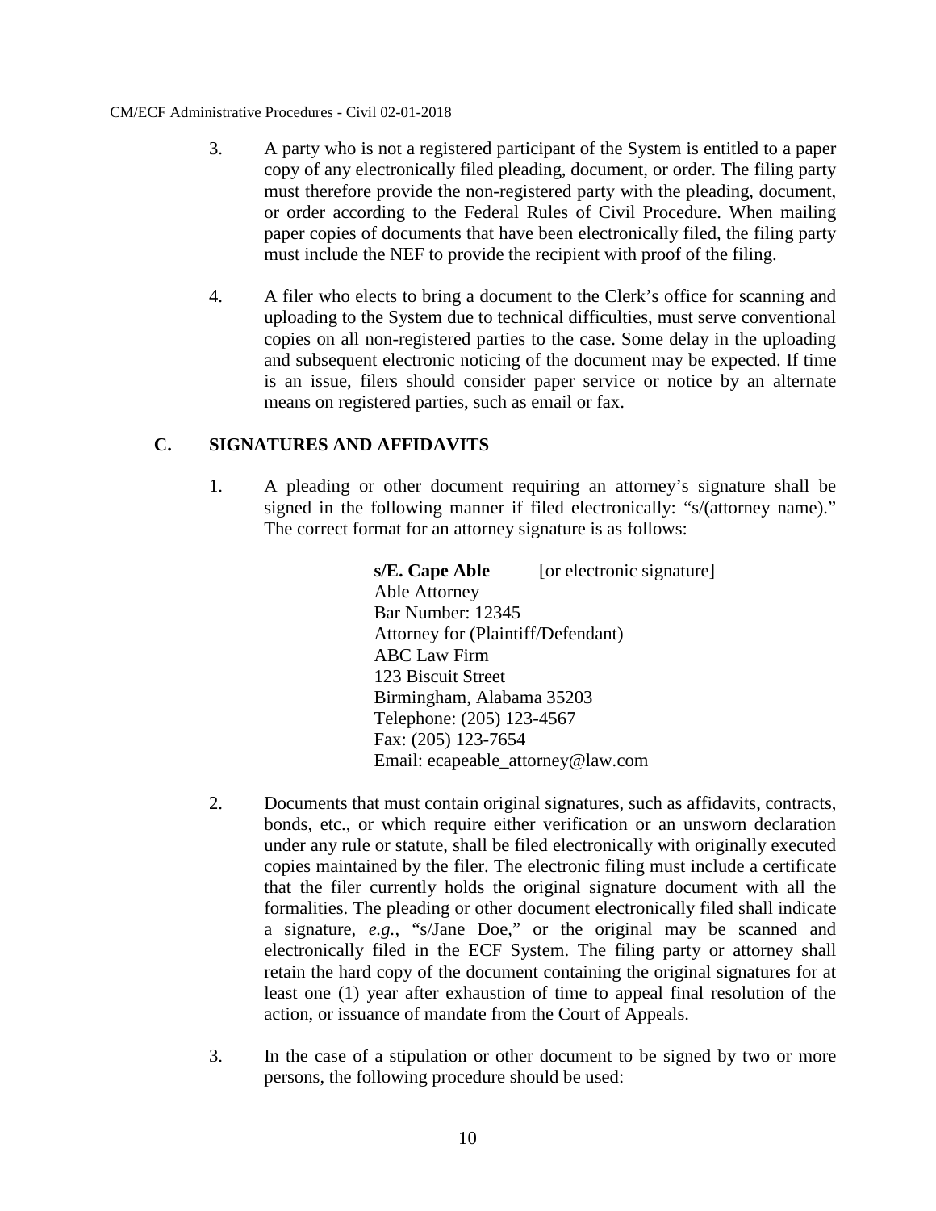3. A party who is not a registered participant of the System is entitled to a paper copy of any electronically filed pleading, document, or order. The filing party must therefore provide the non-registered party with the pleading, document, or order according to the Federal Rules of Civil Procedure. When mailing paper copies of documents that have been electronically filed, the filing party must include the NEF to provide the recipient with proof of the filing.

4. A filer who elects to bring a document to the Clerk's office for scanning and uploading to the System due to technical difficulties, must serve conventional copies on all non-registered parties to the case. Some delay in the uploading and subsequent electronic noticing of the document may be expected. If time is an issue, filers should consider paper service or notice by an alternate means on registered parties, such as email or fax.

## C. SIGNATURES AND AFFIDAVITS

1. A pleading or other document requiring an attorney's signature shall be signed in the following manner if filed electronically: "s/(attorney name)." The correct format for an attorney signature is as follows:

   **s/E. Cape Able** [or electronic signature]
   Able Attorney
   Bar Number: 12345
   Attorney for (Plaintiff/Defendant)
   ABC Law Firm
   123 Biscuit Street
   Birmingham, Alabama 35203
   Telephone: (205) 123-4567
   Fax: (205) 123-7654
   Email: ecapeable_attorney@law.com

2. Documents that must contain original signatures, such as affidavits, contracts, bonds, etc., or which require either verification or an unsworn declaration under any rule or statute, shall be filed electronically with originally executed copies maintained by the filer. The electronic filing must include a certificate that the filer currently holds the original signature document with all the formalities. The pleading or other document electronically filed shall indicate a signature, *e.g.*, "s/Jane Doe," or the original may be scanned and electronically filed in the ECF System. The filing party or attorney shall retain the hard copy of the document containing the original signatures for at least one (1) year after exhaustion of time to appeal final resolution of the action, or issuance of mandate from the Court of Appeals.

3. In the case of a stipulation or other document to be signed by two or more persons, the following procedure should be used: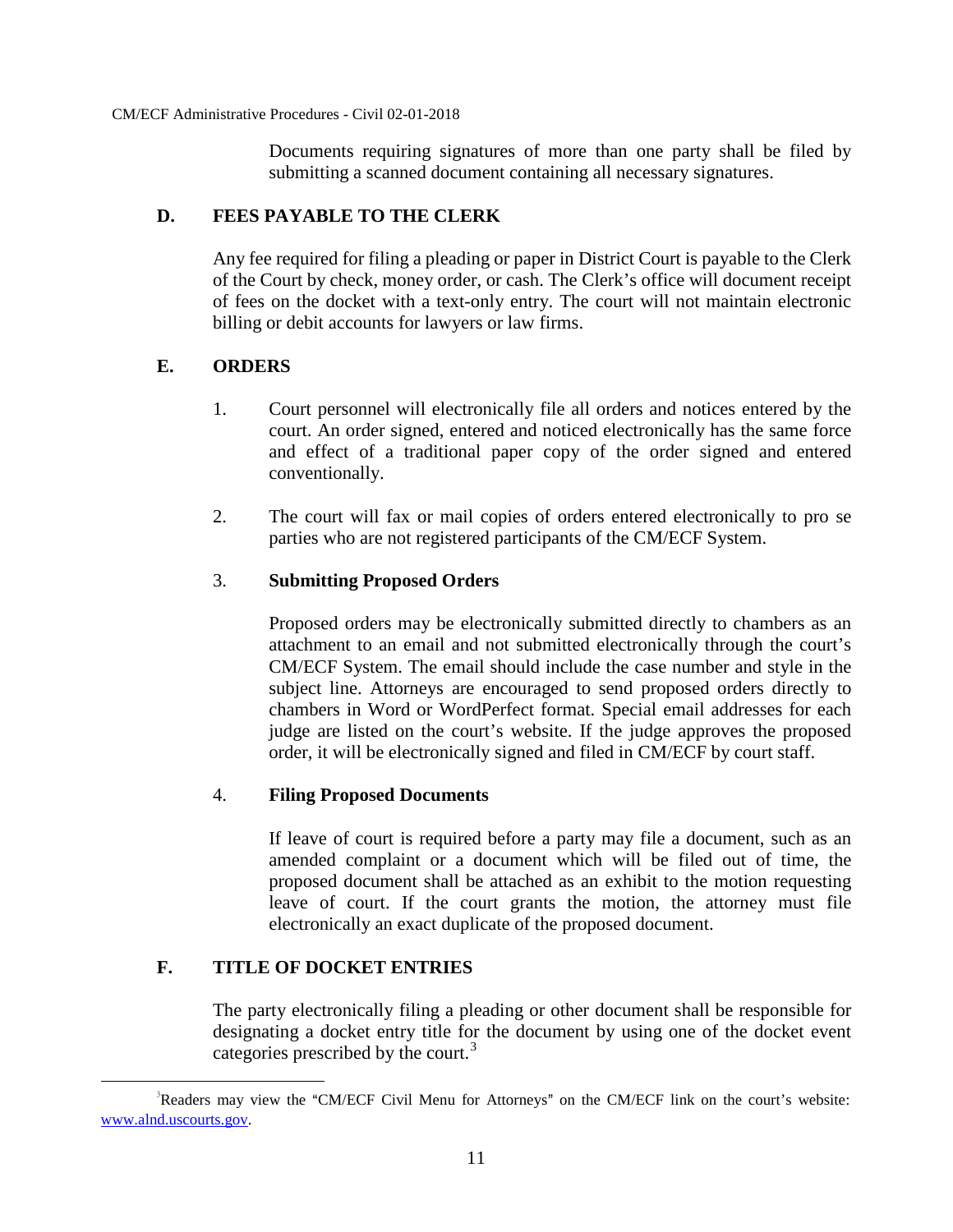Documents requiring signatures of more than one party shall be filed by submitting a scanned document containing all necessary signatures.

## D. FEES PAYABLE TO THE CLERK

Any fee required for filing a pleading or paper in District Court is payable to the Clerk of the Court by check, money order, or cash. The Clerk's office will document receipt of fees on the docket with a text-only entry. The court will not maintain electronic billing or debit accounts for lawyers or law firms.

## E. ORDERS

1. Court personnel will electronically file all orders and notices entered by the court. An order signed, entered and noticed electronically has the same force and effect of a traditional paper copy of the order signed and entered conventionally.

2. The court will fax or mail copies of orders entered electronically to pro se parties who are not registered participants of the CM/ECF System.

3. **Submitting Proposed Orders**

   Proposed orders may be electronically submitted directly to chambers as an attachment to an email and not submitted electronically through the court's CM/ECF System. The email should include the case number and style in the subject line. Attorneys are encouraged to send proposed orders directly to chambers in Word or WordPerfect format. Special email addresses for each judge are listed on the court's website. If the judge approves the proposed order, it will be electronically signed and filed in CM/ECF by court staff.

4. **Filing Proposed Documents**

   If leave of court is required before a party may file a document, such as an amended complaint or a document which will be filed out of time, the proposed document shall be attached as an exhibit to the motion requesting leave of court. If the court grants the motion, the attorney must file electronically an exact duplicate of the proposed document.

## F. TITLE OF DOCKET ENTRIES

The party electronically filing a pleading or other document shall be responsible for designating a docket entry title for the document by using one of the docket event categories prescribed by the court.[3]

---

[3] Readers may view the "CM/ECF Civil Menu for Attorneys" on the CM/ECF link on the court's website: www.alnd.uscourts.gov.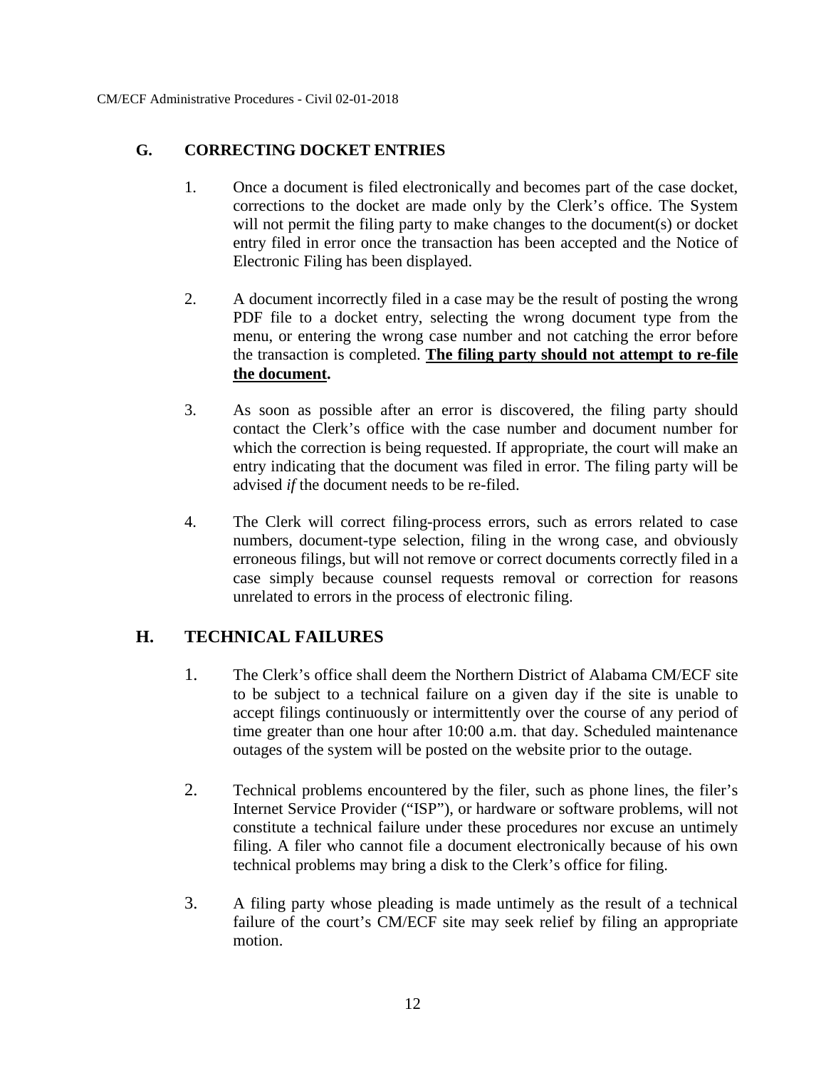## G. CORRECTING DOCKET ENTRIES

1. Once a document is filed electronically and becomes part of the case docket, corrections to the docket are made only by the Clerk's office. The System will not permit the filing party to make changes to the document(s) or docket entry filed in error once the transaction has been accepted and the Notice of Electronic Filing has been displayed.

2. A document incorrectly filed in a case may be the result of posting the wrong PDF file to a docket entry, selecting the wrong document type from the menu, or entering the wrong case number and not catching the error before the transaction is completed. **<u>The filing party should not attempt to re-file the document</u>.**

3. As soon as possible after an error is discovered, the filing party should contact the Clerk's office with the case number and document number for which the correction is being requested. If appropriate, the court will make an entry indicating that the document was filed in error. The filing party will be advised *if* the document needs to be re-filed.

4. The Clerk will correct filing-process errors, such as errors related to case numbers, document-type selection, filing in the wrong case, and obviously erroneous filings, but will not remove or correct documents correctly filed in a case simply because counsel requests removal or correction for reasons unrelated to errors in the process of electronic filing.

## H. TECHNICAL FAILURES

1. The Clerk's office shall deem the Northern District of Alabama CM/ECF site to be subject to a technical failure on a given day if the site is unable to accept filings continuously or intermittently over the course of any period of time greater than one hour after 10:00 a.m. that day. Scheduled maintenance outages of the system will be posted on the website prior to the outage.

2. Technical problems encountered by the filer, such as phone lines, the filer's Internet Service Provider ("ISP"), or hardware or software problems, will not constitute a technical failure under these procedures nor excuse an untimely filing. A filer who cannot file a document electronically because of his own technical problems may bring a disk to the Clerk's office for filing.

3. A filing party whose pleading is made untimely as the result of a technical failure of the court's CM/ECF site may seek relief by filing an appropriate motion.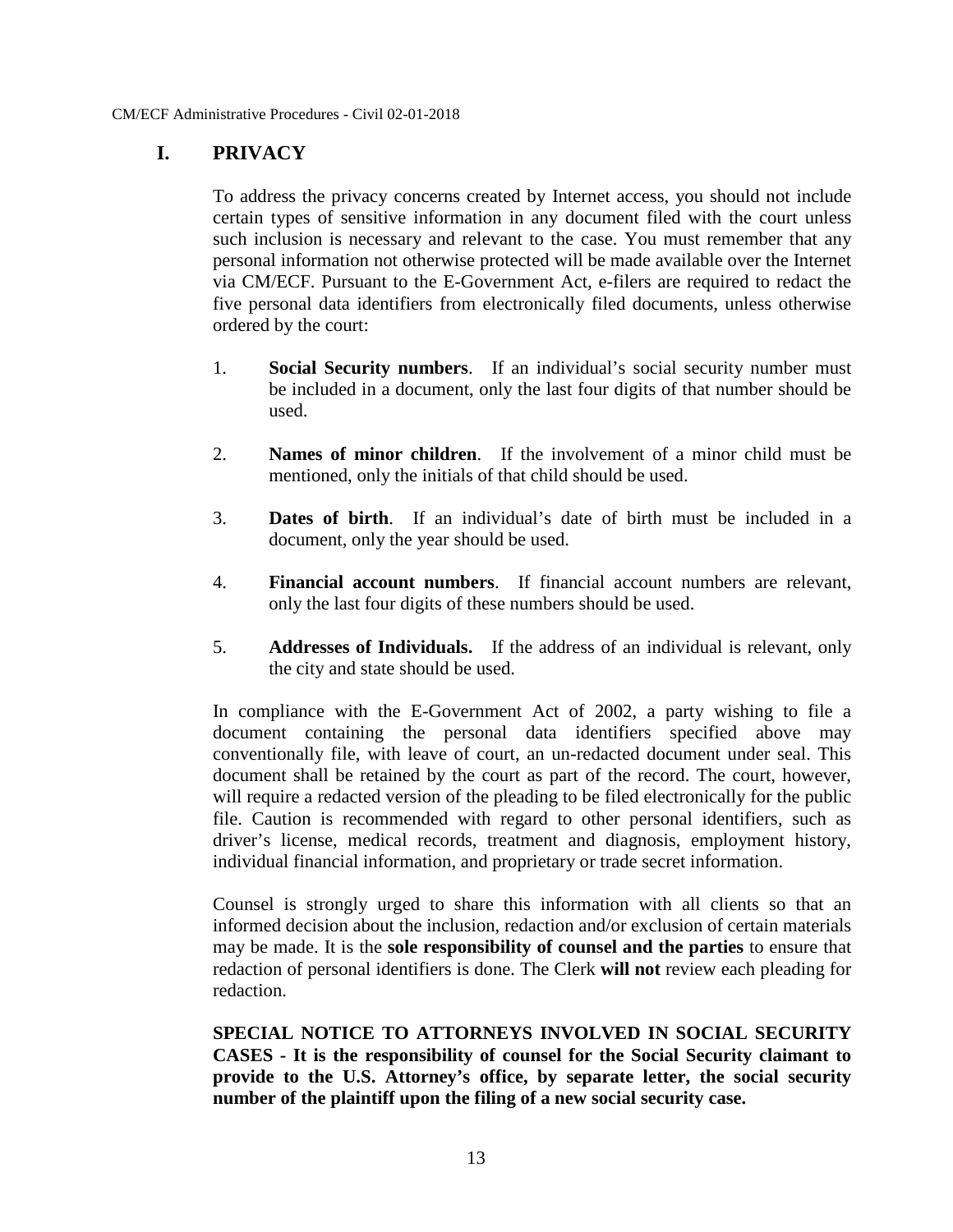## I. PRIVACY

To address the privacy concerns created by Internet access, you should not include certain types of sensitive information in any document filed with the court unless such inclusion is necessary and relevant to the case. You must remember that any personal information not otherwise protected will be made available over the Internet via CM/ECF. Pursuant to the E-Government Act, e-filers are required to redact the five personal data identifiers from electronically filed documents, unless otherwise ordered by the court:

1. **Social Security numbers**. If an individual's social security number must be included in a document, only the last four digits of that number should be used.

2. **Names of minor children**. If the involvement of a minor child must be mentioned, only the initials of that child should be used.

3. **Dates of birth**. If an individual's date of birth must be included in a document, only the year should be used.

4. **Financial account numbers**. If financial account numbers are relevant, only the last four digits of these numbers should be used.

5. **Addresses of Individuals.** If the address of an individual is relevant, only the city and state should be used.

In compliance with the E-Government Act of 2002, a party wishing to file a document containing the personal data identifiers specified above may conventionally file, with leave of court, an un-redacted document under seal. This document shall be retained by the court as part of the record. The court, however, will require a redacted version of the pleading to be filed electronically for the public file. Caution is recommended with regard to other personal identifiers, such as driver's license, medical records, treatment and diagnosis, employment history, individual financial information, and proprietary or trade secret information.

Counsel is strongly urged to share this information with all clients so that an informed decision about the inclusion, redaction and/or exclusion of certain materials may be made. It is the **sole responsibility of counsel and the parties** to ensure that redaction of personal identifiers is done. The Clerk **will not** review each pleading for redaction.

**SPECIAL NOTICE TO ATTORNEYS INVOLVED IN SOCIAL SECURITY CASES - It is the responsibility of counsel for the Social Security claimant to provide to the U.S. Attorney's office, by separate letter, the social security number of the plaintiff upon the filing of a new social security case.**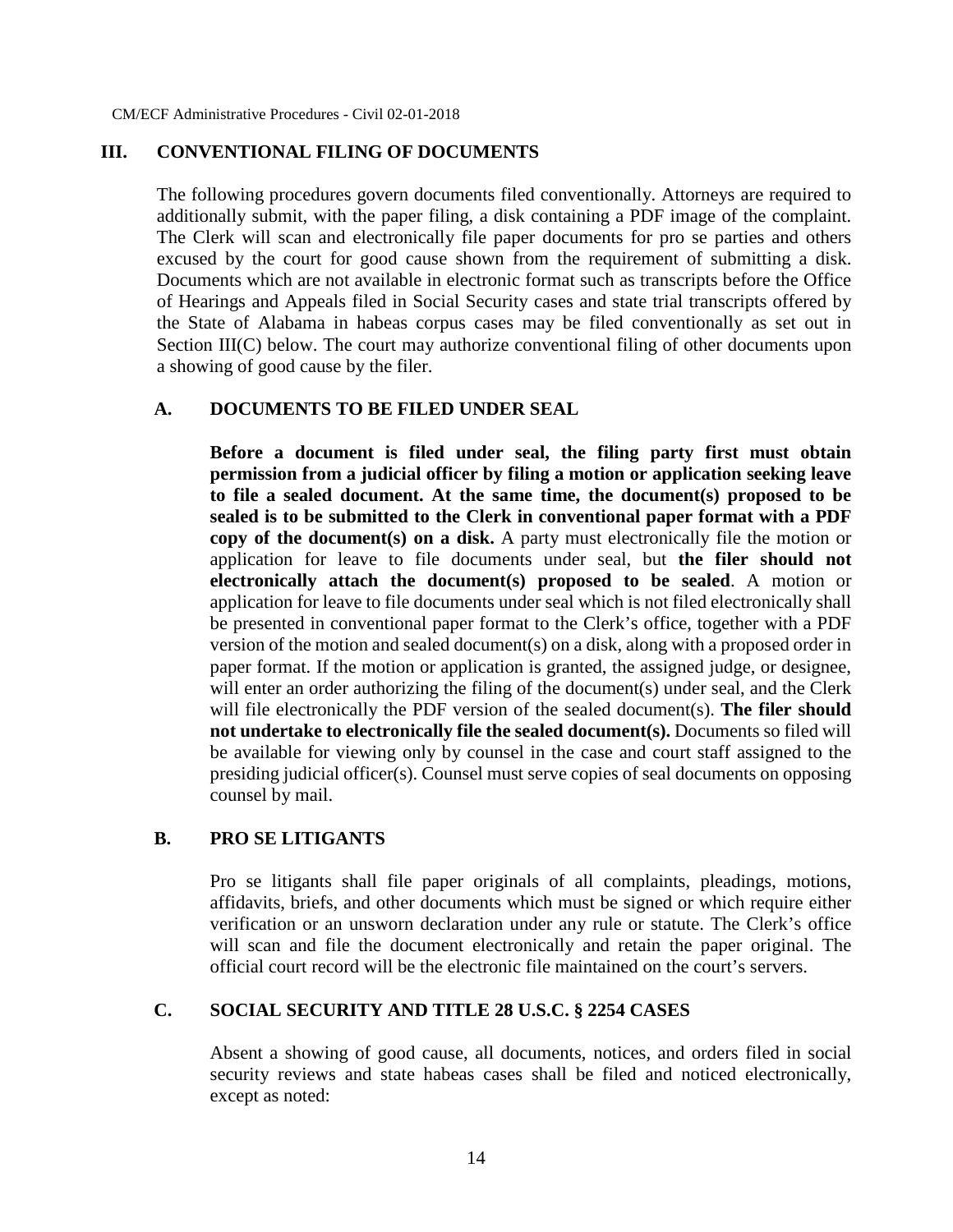## III. CONVENTIONAL FILING OF DOCUMENTS

The following procedures govern documents filed conventionally. Attorneys are required to additionally submit, with the paper filing, a disk containing a PDF image of the complaint. The Clerk will scan and electronically file paper documents for pro se parties and others excused by the court for good cause shown from the requirement of submitting a disk. Documents which are not available in electronic format such as transcripts before the Office of Hearings and Appeals filed in Social Security cases and state trial transcripts offered by the State of Alabama in habeas corpus cases may be filed conventionally as set out in Section III(C) below. The court may authorize conventional filing of other documents upon a showing of good cause by the filer.

### A. DOCUMENTS TO BE FILED UNDER SEAL

**Before a document is filed under seal, the filing party first must obtain permission from a judicial officer by filing a motion or application seeking leave to file a sealed document. At the same time, the document(s) proposed to be sealed is to be submitted to the Clerk in conventional paper format with a PDF copy of the document(s) on a disk.** A party must electronically file the motion or application for leave to file documents under seal, but **the filer should not electronically attach the document(s) proposed to be sealed**. A motion or application for leave to file documents under seal which is not filed electronically shall be presented in conventional paper format to the Clerk's office, together with a PDF version of the motion and sealed document(s) on a disk, along with a proposed order in paper format. If the motion or application is granted, the assigned judge, or designee, will enter an order authorizing the filing of the document(s) under seal, and the Clerk will file electronically the PDF version of the sealed document(s). **The filer should not undertake to electronically file the sealed document(s).** Documents so filed will be available for viewing only by counsel in the case and court staff assigned to the presiding judicial officer(s). Counsel must serve copies of seal documents on opposing counsel by mail.

### B. PRO SE LITIGANTS

Pro se litigants shall file paper originals of all complaints, pleadings, motions, affidavits, briefs, and other documents which must be signed or which require either verification or an unsworn declaration under any rule or statute. The Clerk's office will scan and file the document electronically and retain the paper original. The official court record will be the electronic file maintained on the court's servers.

### C. SOCIAL SECURITY AND TITLE 28 U.S.C. § 2254 CASES

Absent a showing of good cause, all documents, notices, and orders filed in social security reviews and state habeas cases shall be filed and noticed electronically, except as noted: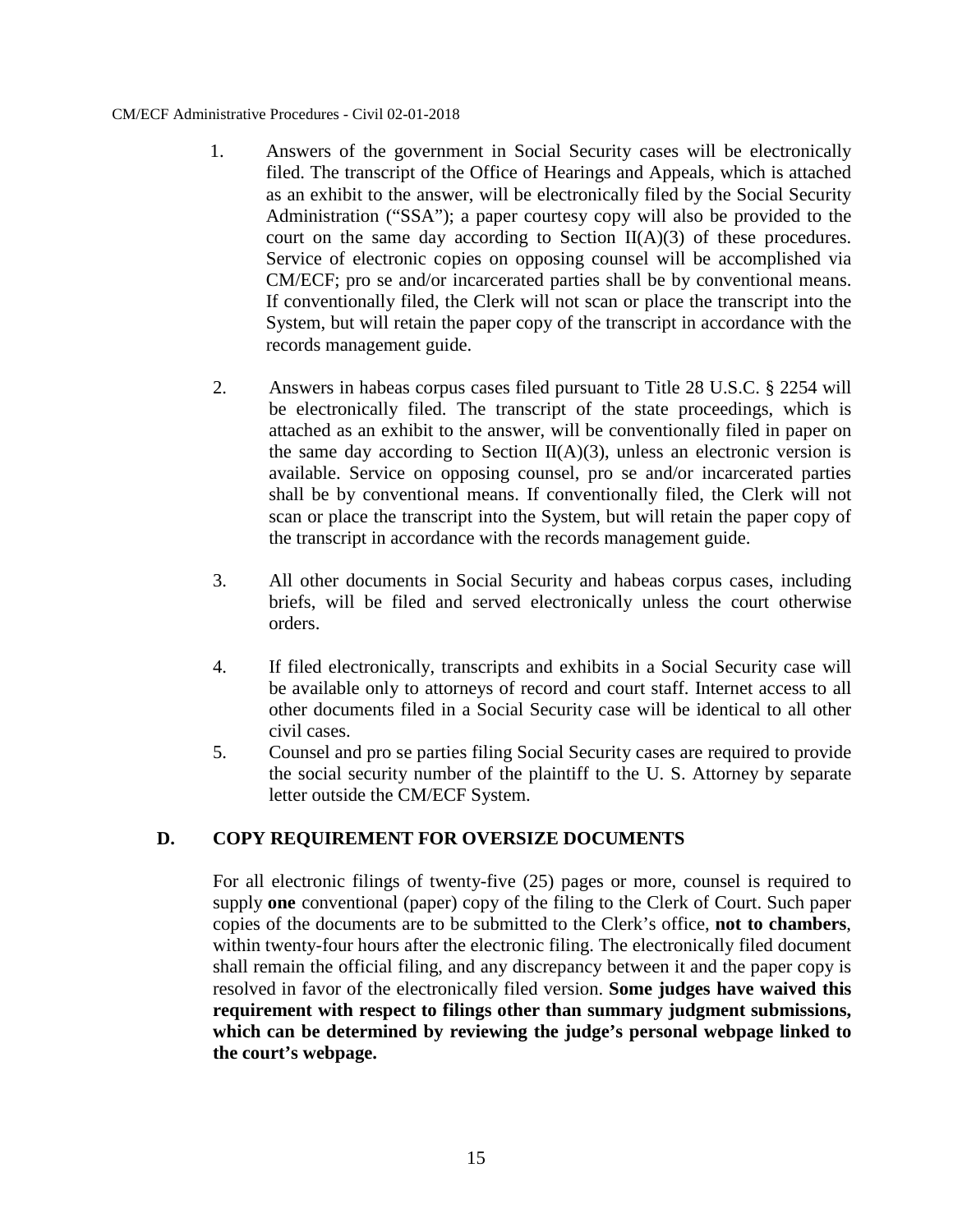1. Answers of the government in Social Security cases will be electronically filed. The transcript of the Office of Hearings and Appeals, which is attached as an exhibit to the answer, will be electronically filed by the Social Security Administration ("SSA"); a paper courtesy copy will also be provided to the court on the same day according to Section II(A)(3) of these procedures. Service of electronic copies on opposing counsel will be accomplished via CM/ECF; pro se and/or incarcerated parties shall be by conventional means. If conventionally filed, the Clerk will not scan or place the transcript into the System, but will retain the paper copy of the transcript in accordance with the records management guide.

2. Answers in habeas corpus cases filed pursuant to Title 28 U.S.C. § 2254 will be electronically filed. The transcript of the state proceedings, which is attached as an exhibit to the answer, will be conventionally filed in paper on the same day according to Section II(A)(3), unless an electronic version is available. Service on opposing counsel, pro se and/or incarcerated parties shall be by conventional means. If conventionally filed, the Clerk will not scan or place the transcript into the System, but will retain the paper copy of the transcript in accordance with the records management guide.

3. All other documents in Social Security and habeas corpus cases, including briefs, will be filed and served electronically unless the court otherwise orders.

4. If filed electronically, transcripts and exhibits in a Social Security case will be available only to attorneys of record and court staff. Internet access to all other documents filed in a Social Security case will be identical to all other civil cases.

5. Counsel and pro se parties filing Social Security cases are required to provide the social security number of the plaintiff to the U. S. Attorney by separate letter outside the CM/ECF System.

## D. COPY REQUIREMENT FOR OVERSIZE DOCUMENTS

For all electronic filings of twenty-five (25) pages or more, counsel is required to supply **one** conventional (paper) copy of the filing to the Clerk of Court. Such paper copies of the documents are to be submitted to the Clerk's office, **not to chambers**, within twenty-four hours after the electronic filing. The electronically filed document shall remain the official filing, and any discrepancy between it and the paper copy is resolved in favor of the electronically filed version. **Some judges have waived this requirement with respect to filings other than summary judgment submissions, which can be determined by reviewing the judge's personal webpage linked to the court's webpage.**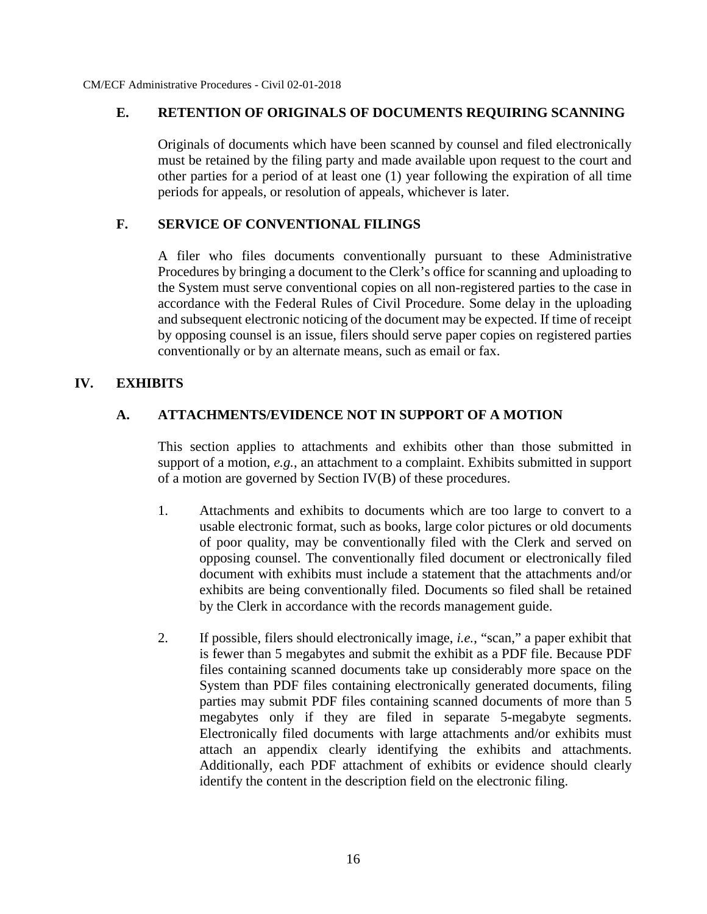### E. RETENTION OF ORIGINALS OF DOCUMENTS REQUIRING SCANNING

Originals of documents which have been scanned by counsel and filed electronically must be retained by the filing party and made available upon request to the court and other parties for a period of at least one (1) year following the expiration of all time periods for appeals, or resolution of appeals, whichever is later.

### F. SERVICE OF CONVENTIONAL FILINGS

A filer who files documents conventionally pursuant to these Administrative Procedures by bringing a document to the Clerk's office for scanning and uploading to the System must serve conventional copies on all non-registered parties to the case in accordance with the Federal Rules of Civil Procedure. Some delay in the uploading and subsequent electronic noticing of the document may be expected. If time of receipt by opposing counsel is an issue, filers should serve paper copies on registered parties conventionally or by an alternate means, such as email or fax.

## IV. EXHIBITS

### A. ATTACHMENTS/EVIDENCE NOT IN SUPPORT OF A MOTION

This section applies to attachments and exhibits other than those submitted in support of a motion, *e.g.*, an attachment to a complaint. Exhibits submitted in support of a motion are governed by Section IV(B) of these procedures.

1. Attachments and exhibits to documents which are too large to convert to a usable electronic format, such as books, large color pictures or old documents of poor quality, may be conventionally filed with the Clerk and served on opposing counsel. The conventionally filed document or electronically filed document with exhibits must include a statement that the attachments and/or exhibits are being conventionally filed. Documents so filed shall be retained by the Clerk in accordance with the records management guide.

2. If possible, filers should electronically image, *i.e.*, "scan," a paper exhibit that is fewer than 5 megabytes and submit the exhibit as a PDF file. Because PDF files containing scanned documents take up considerably more space on the System than PDF files containing electronically generated documents, filing parties may submit PDF files containing scanned documents of more than 5 megabytes only if they are filed in separate 5-megabyte segments. Electronically filed documents with large attachments and/or exhibits must attach an appendix clearly identifying the exhibits and attachments. Additionally, each PDF attachment of exhibits or evidence should clearly identify the content in the description field on the electronic filing.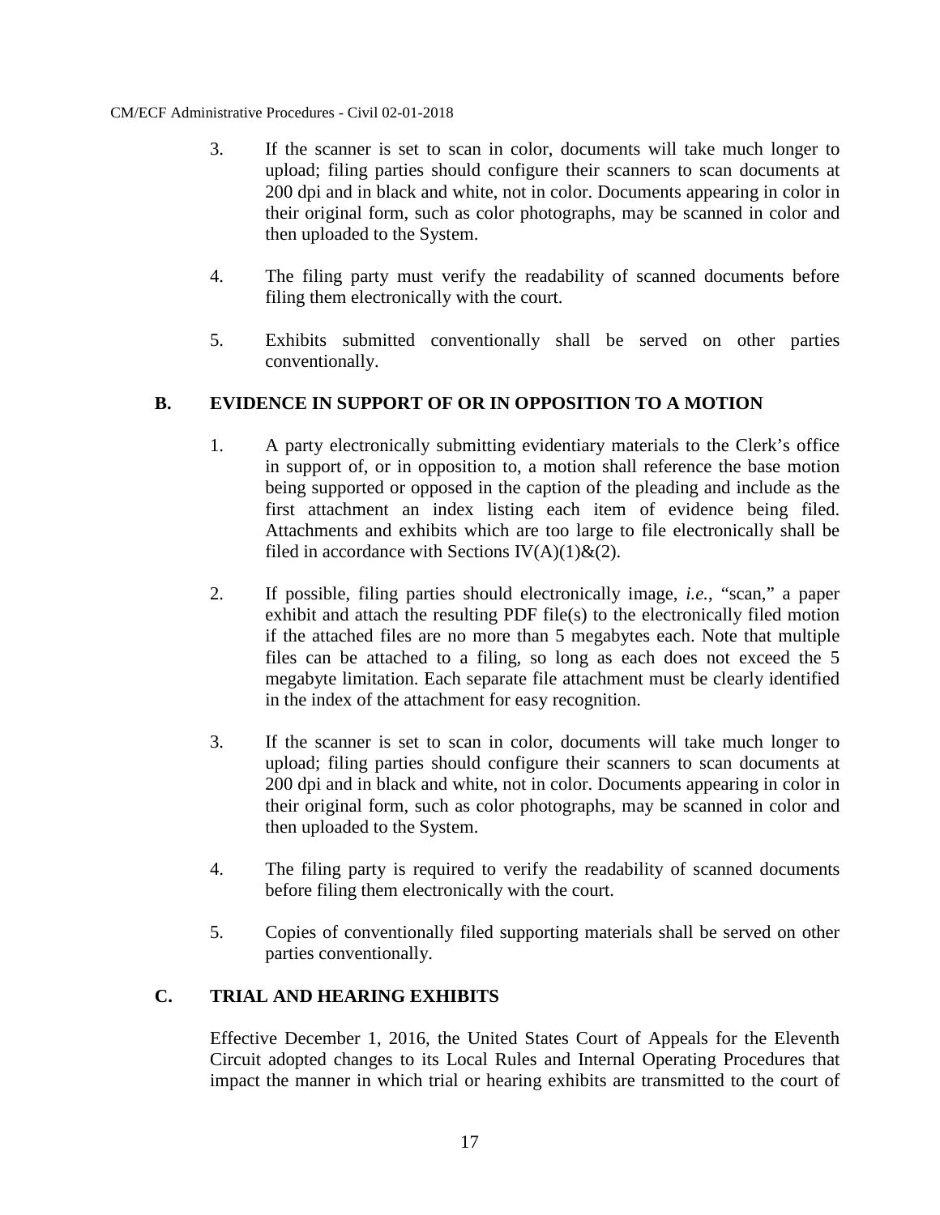3. If the scanner is set to scan in color, documents will take much longer to upload; filing parties should configure their scanners to scan documents at 200 dpi and in black and white, not in color. Documents appearing in color in their original form, such as color photographs, may be scanned in color and then uploaded to the System.

4. The filing party must verify the readability of scanned documents before filing them electronically with the court.

5. Exhibits submitted conventionally shall be served on other parties conventionally.

### B. EVIDENCE IN SUPPORT OF OR IN OPPOSITION TO A MOTION

1. A party electronically submitting evidentiary materials to the Clerk's office in support of, or in opposition to, a motion shall reference the base motion being supported or opposed in the caption of the pleading and include as the first attachment an index listing each item of evidence being filed. Attachments and exhibits which are too large to file electronically shall be filed in accordance with Sections IV(A)(1)&(2).

2. If possible, filing parties should electronically image, *i.e.*, "scan," a paper exhibit and attach the resulting PDF file(s) to the electronically filed motion if the attached files are no more than 5 megabytes each. Note that multiple files can be attached to a filing, so long as each does not exceed the 5 megabyte limitation. Each separate file attachment must be clearly identified in the index of the attachment for easy recognition.

3. If the scanner is set to scan in color, documents will take much longer to upload; filing parties should configure their scanners to scan documents at 200 dpi and in black and white, not in color. Documents appearing in color in their original form, such as color photographs, may be scanned in color and then uploaded to the System.

4. The filing party is required to verify the readability of scanned documents before filing them electronically with the court.

5. Copies of conventionally filed supporting materials shall be served on other parties conventionally.

### C. TRIAL AND HEARING EXHIBITS

Effective December 1, 2016, the United States Court of Appeals for the Eleventh Circuit adopted changes to its Local Rules and Internal Operating Procedures that impact the manner in which trial or hearing exhibits are transmitted to the court of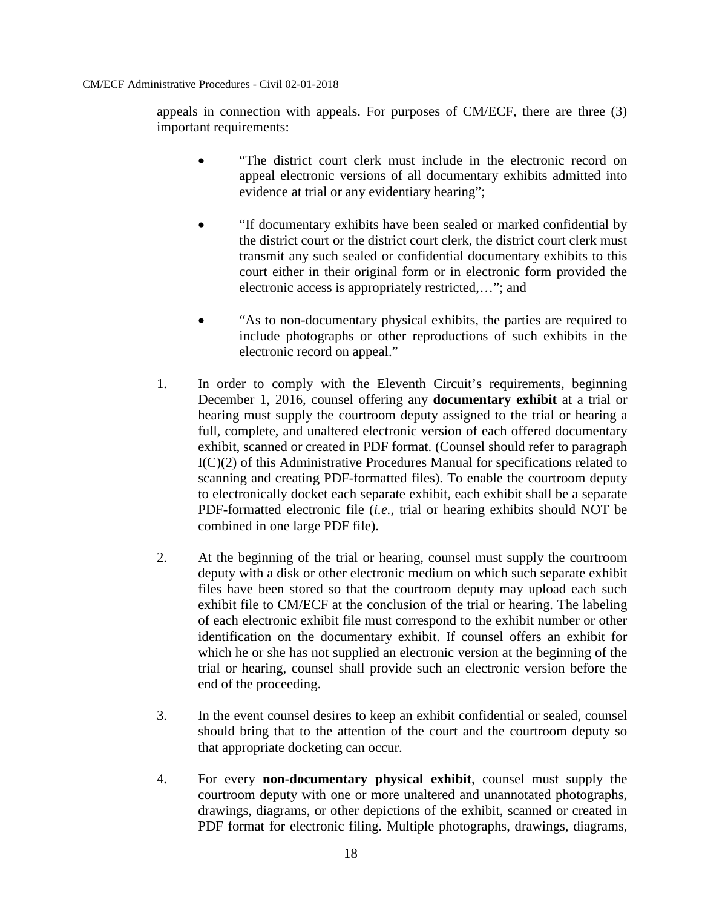appeals in connection with appeals. For purposes of CM/ECF, there are three (3) important requirements:

- "The district court clerk must include in the electronic record on appeal electronic versions of all documentary exhibits admitted into evidence at trial or any evidentiary hearing";

- "If documentary exhibits have been sealed or marked confidential by the district court or the district court clerk, the district court clerk must transmit any such sealed or confidential documentary exhibits to this court either in their original form or in electronic form provided the electronic access is appropriately restricted,…"; and

- "As to non-documentary physical exhibits, the parties are required to include photographs or other reproductions of such exhibits in the electronic record on appeal."

1. In order to comply with the Eleventh Circuit's requirements, beginning December 1, 2016, counsel offering any **documentary exhibit** at a trial or hearing must supply the courtroom deputy assigned to the trial or hearing a full, complete, and unaltered electronic version of each offered documentary exhibit, scanned or created in PDF format. (Counsel should refer to paragraph I(C)(2) of this Administrative Procedures Manual for specifications related to scanning and creating PDF-formatted files). To enable the courtroom deputy to electronically docket each separate exhibit, each exhibit shall be a separate PDF-formatted electronic file (*i.e.*, trial or hearing exhibits should NOT be combined in one large PDF file).

2. At the beginning of the trial or hearing, counsel must supply the courtroom deputy with a disk or other electronic medium on which such separate exhibit files have been stored so that the courtroom deputy may upload each such exhibit file to CM/ECF at the conclusion of the trial or hearing. The labeling of each electronic exhibit file must correspond to the exhibit number or other identification on the documentary exhibit. If counsel offers an exhibit for which he or she has not supplied an electronic version at the beginning of the trial or hearing, counsel shall provide such an electronic version before the end of the proceeding.

3. In the event counsel desires to keep an exhibit confidential or sealed, counsel should bring that to the attention of the court and the courtroom deputy so that appropriate docketing can occur.

4. For every **non-documentary physical exhibit**, counsel must supply the courtroom deputy with one or more unaltered and unannotated photographs, drawings, diagrams, or other depictions of the exhibit, scanned or created in PDF format for electronic filing. Multiple photographs, drawings, diagrams,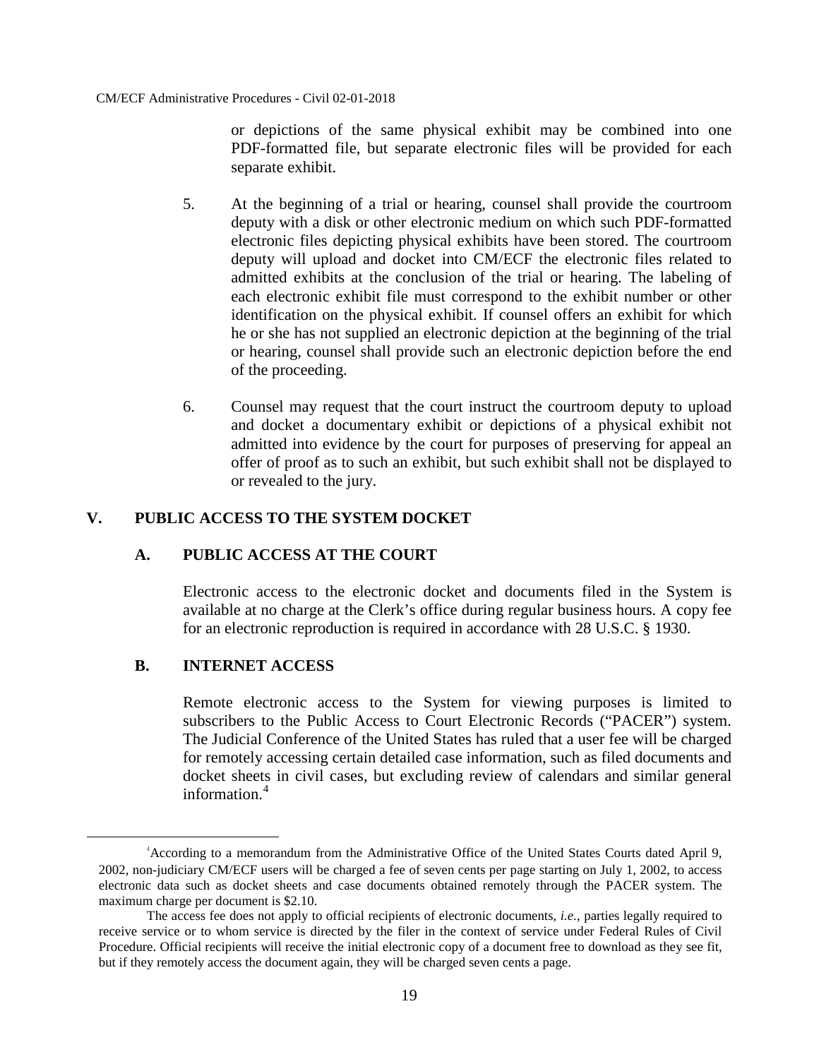or depictions of the same physical exhibit may be combined into one PDF-formatted file, but separate electronic files will be provided for each separate exhibit.

5. At the beginning of a trial or hearing, counsel shall provide the courtroom deputy with a disk or other electronic medium on which such PDF-formatted electronic files depicting physical exhibits have been stored. The courtroom deputy will upload and docket into CM/ECF the electronic files related to admitted exhibits at the conclusion of the trial or hearing. The labeling of each electronic exhibit file must correspond to the exhibit number or other identification on the physical exhibit. If counsel offers an exhibit for which he or she has not supplied an electronic depiction at the beginning of the trial or hearing, counsel shall provide such an electronic depiction before the end of the proceeding.

6. Counsel may request that the court instruct the courtroom deputy to upload and docket a documentary exhibit or depictions of a physical exhibit not admitted into evidence by the court for purposes of preserving for appeal an offer of proof as to such an exhibit, but such exhibit shall not be displayed to or revealed to the jury.

## V. PUBLIC ACCESS TO THE SYSTEM DOCKET

### A. PUBLIC ACCESS AT THE COURT

Electronic access to the electronic docket and documents filed in the System is available at no charge at the Clerk's office during regular business hours. A copy fee for an electronic reproduction is required in accordance with 28 U.S.C. § 1930.

### B. INTERNET ACCESS

Remote electronic access to the System for viewing purposes is limited to subscribers to the Public Access to Court Electronic Records ("PACER") system. The Judicial Conference of the United States has ruled that a user fee will be charged for remotely accessing certain detailed case information, such as filed documents and docket sheets in civil cases, but excluding review of calendars and similar general information.[4]

---

[4] According to a memorandum from the Administrative Office of the United States Courts dated April 9, 2002, non-judiciary CM/ECF users will be charged a fee of seven cents per page starting on July 1, 2002, to access electronic data such as docket sheets and case documents obtained remotely through the PACER system. The maximum charge per document is $2.10.

The access fee does not apply to official recipients of electronic documents, *i.e.*, parties legally required to receive service or to whom service is directed by the filer in the context of service under Federal Rules of Civil Procedure. Official recipients will receive the initial electronic copy of a document free to download as they see fit, but if they remotely access the document again, they will be charged seven cents a page.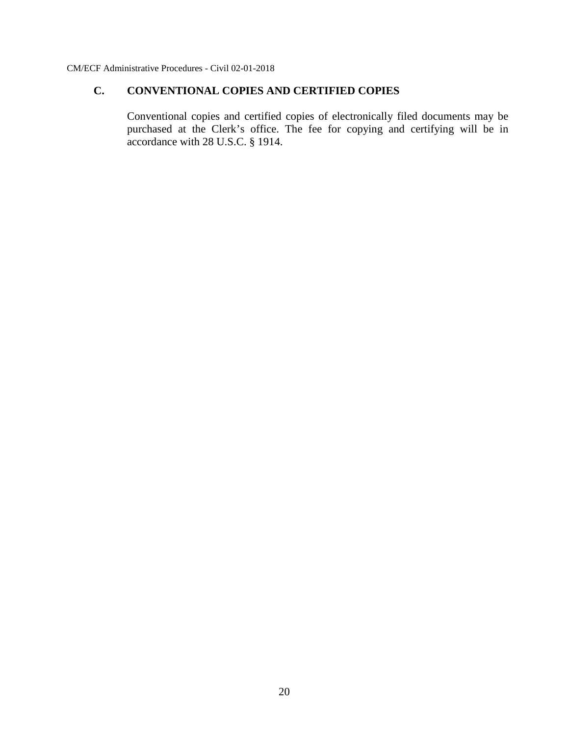## C. CONVENTIONAL COPIES AND CERTIFIED COPIES

Conventional copies and certified copies of electronically filed documents may be purchased at the Clerk's office. The fee for copying and certifying will be in accordance with 28 U.S.C. § 1914.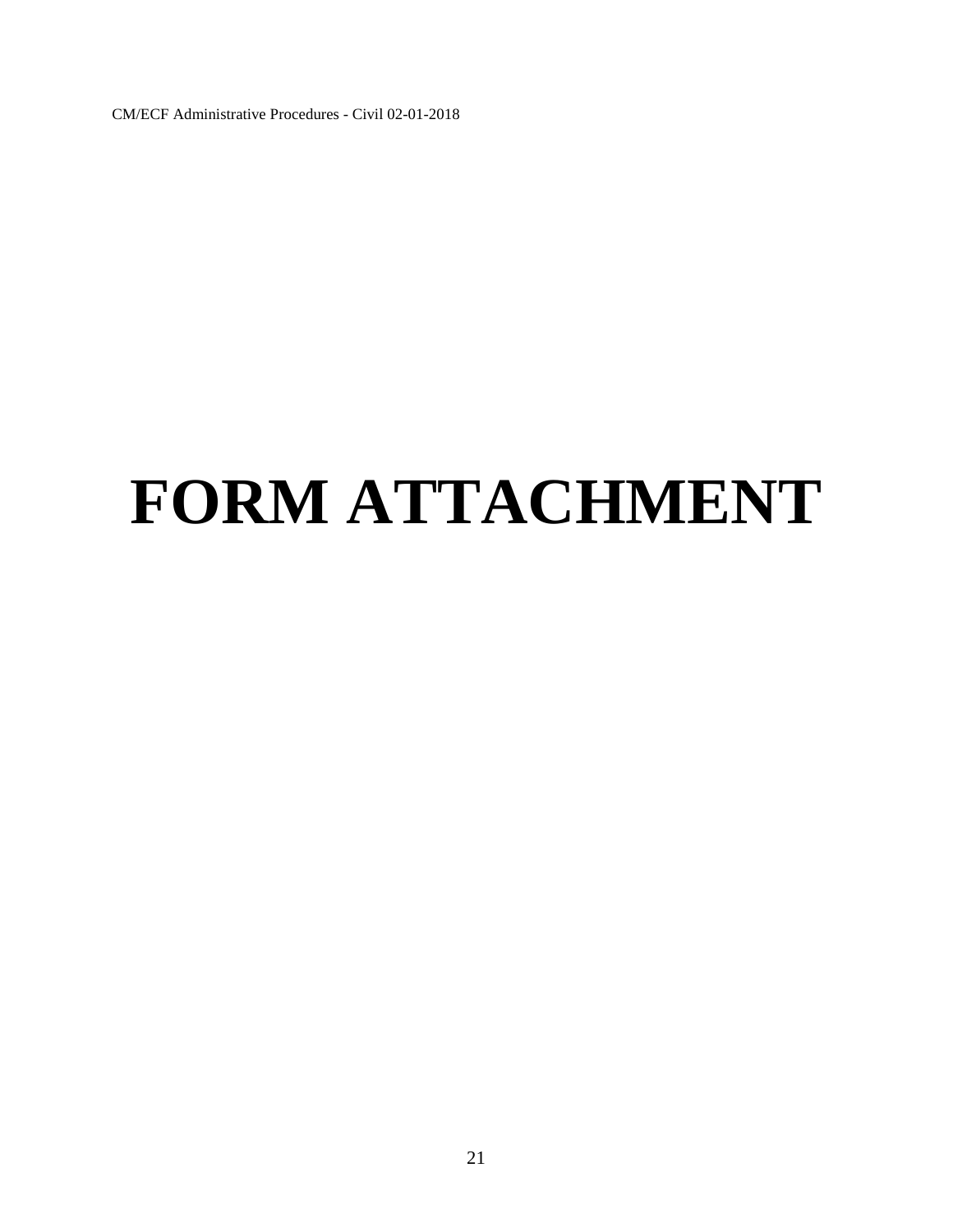# FORM ATTACHMENT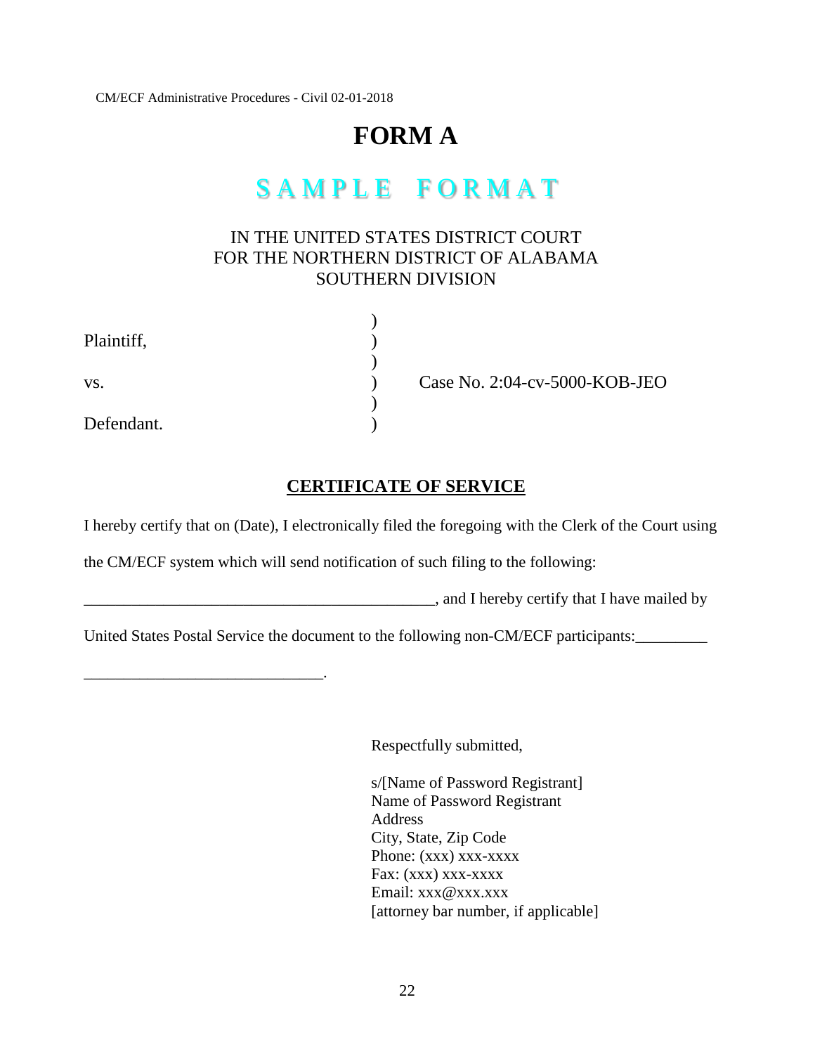# FORM A

## SAMPLE FORMAT

IN THE UNITED STATES DISTRICT COURT
FOR THE NORTHERN DISTRICT OF ALABAMA
SOUTHERN DIVISION

| | | |
|---|---|---|
| | ) | |
| Plaintiff, | ) | |
| | ) | |
| vs. | ) | Case No. 2:04-cv-5000-KOB-JEO |
| | ) | |
| Defendant. | ) | |

**CERTIFICATE OF SERVICE**

I hereby certify that on (Date), I electronically filed the foregoing with the Clerk of the Court using the CM/ECF system which will send notification of such filing to the following: _____________________________________________, and I hereby certify that I have mailed by United States Postal Service the document to the following non-CM/ECF participants:_________ ______________________________.

Respectfully submitted,

s/[Name of Password Registrant]
Name of Password Registrant
Address
City, State, Zip Code
Phone: (xxx) xxx-xxxx
Fax: (xxx) xxx-xxxx
Email: xxx@xxx.xxx
[attorney bar number, if applicable]